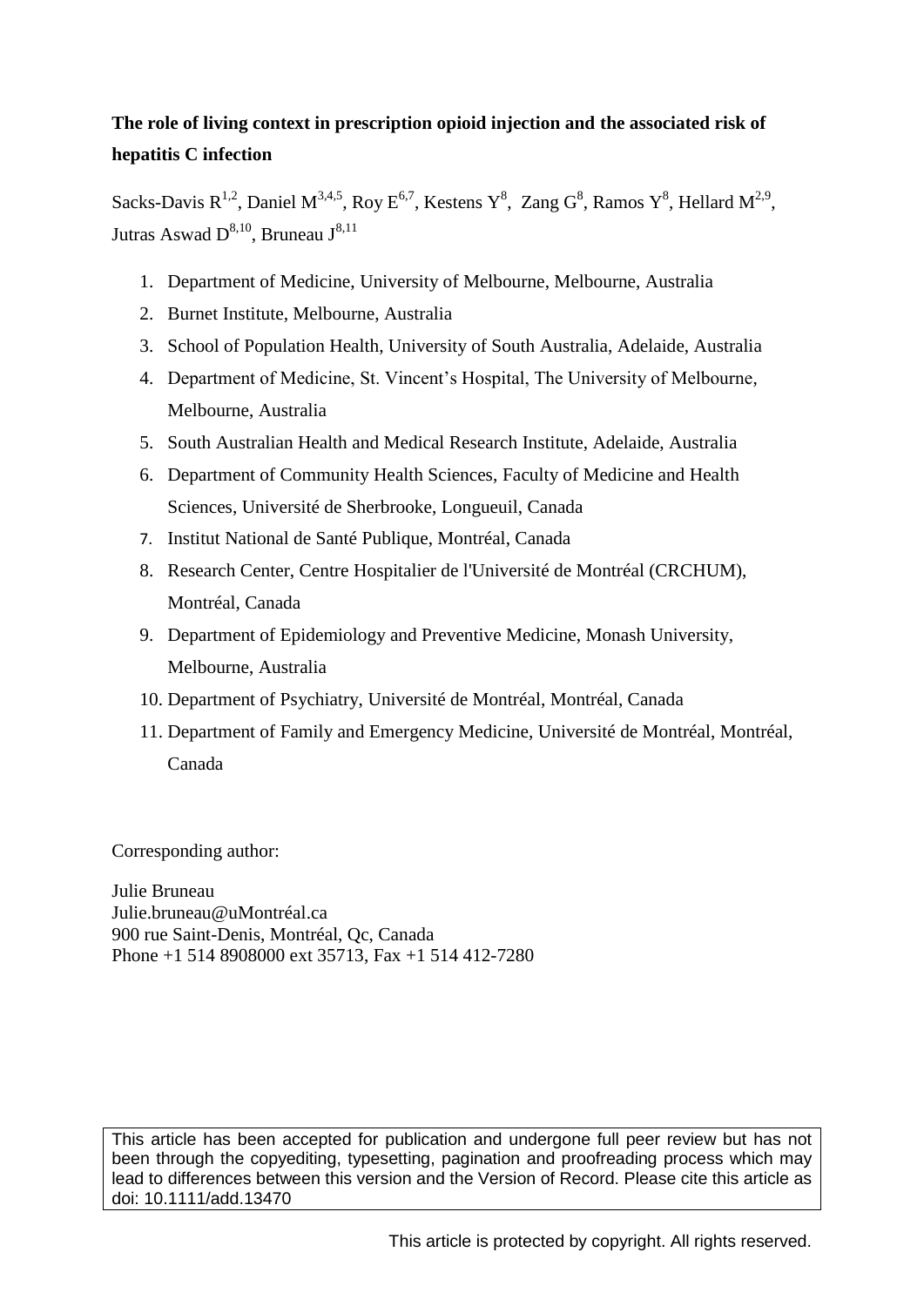**The role of living context in prescription opioid injection and the associated risk of hepatitis C infection**

Sacks-Davis R[1,2], Daniel M[3,4,5], Roy E[6,7], Kestens Y[8], Zang G[8], Ramos Y[8], Hellard M[2,9], Jutras Aswad D[8,10], Bruneau J[8,11]

1. Department of Medicine, University of Melbourne, Melbourne, Australia
2. Burnet Institute, Melbourne, Australia
3. School of Population Health, University of South Australia, Adelaide, Australia
4. Department of Medicine, St. Vincent's Hospital, The University of Melbourne, Melbourne, Australia
5. South Australian Health and Medical Research Institute, Adelaide, Australia
6. Department of Community Health Sciences, Faculty of Medicine and Health Sciences, Université de Sherbrooke, Longueuil, Canada
7. Institut National de Santé Publique, Montréal, Canada
8. Research Center, Centre Hospitalier de l'Université de Montréal (CRCHUM), Montréal, Canada
9. Department of Epidemiology and Preventive Medicine, Monash University, Melbourne, Australia
10. Department of Psychiatry, Université de Montréal, Montréal, Canada
11. Department of Family and Emergency Medicine, Université de Montréal, Montréal, Canada

Corresponding author:

Julie Bruneau
Julie.bruneau@uMontréal.ca
900 rue Saint-Denis, Montréal, Qc, Canada
Phone +1 514 8908000 ext 35713, Fax +1 514 412-7280

This article has been accepted for publication and undergone full peer review but has not been through the copyediting, typesetting, pagination and proofreading process which may lead to differences between this version and the Version of Record. Please cite this article as doi: 10.1111/add.13470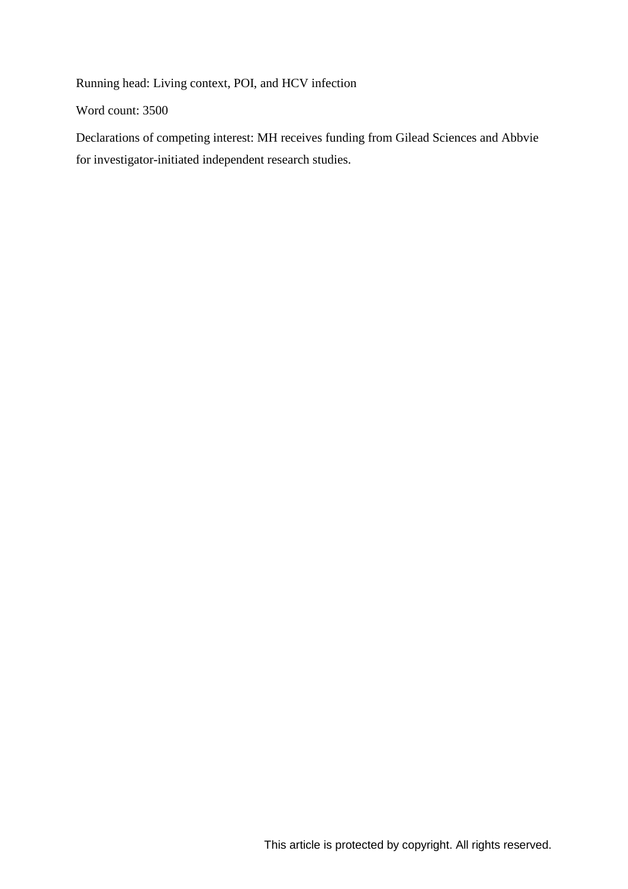Running head: Living context, POI, and HCV infection

Word count: 3500

Declarations of competing interest: MH receives funding from Gilead Sciences and Abbvie for investigator-initiated independent research studies.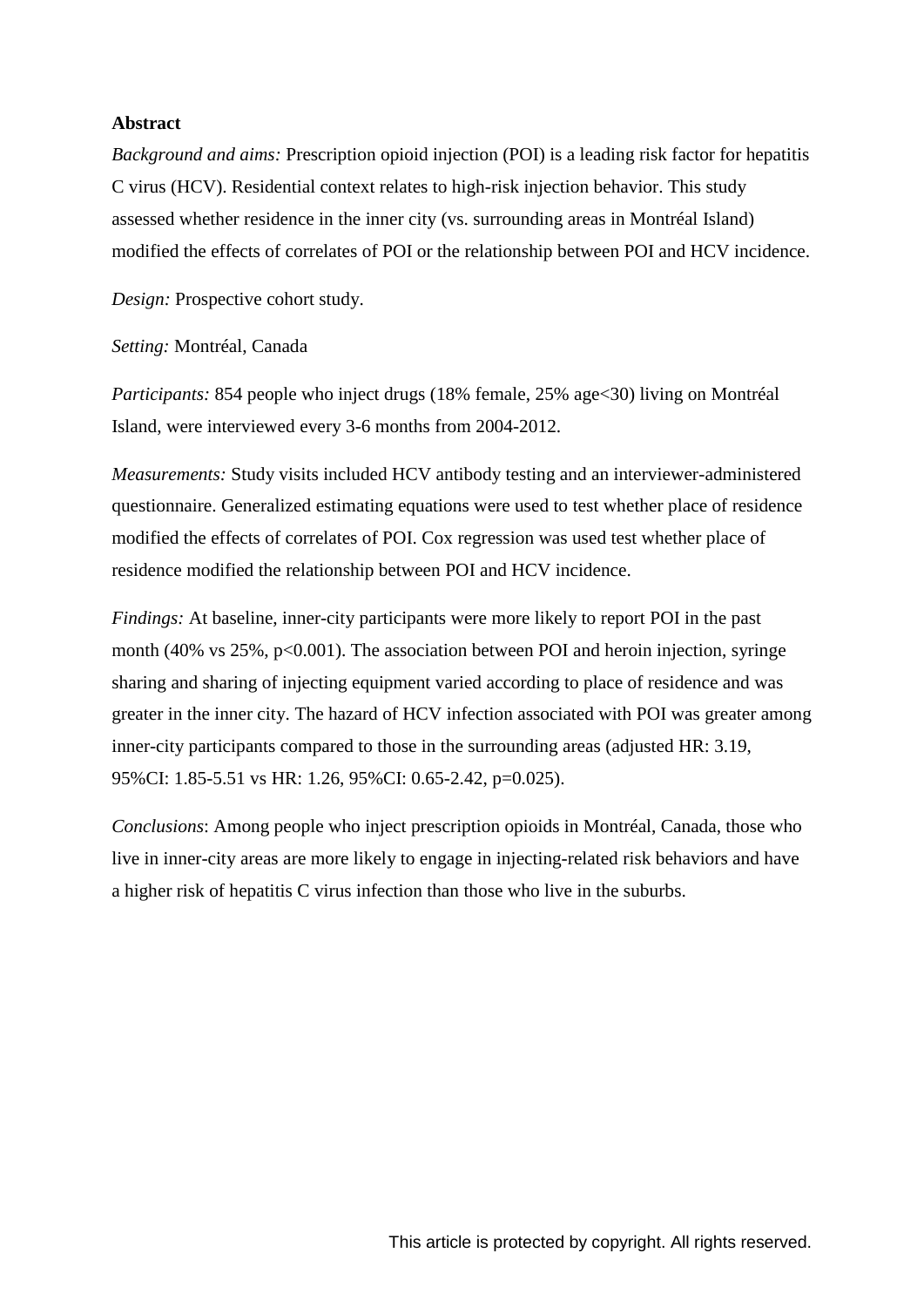**Abstract**

*Background and aims:* Prescription opioid injection (POI) is a leading risk factor for hepatitis C virus (HCV). Residential context relates to high-risk injection behavior. This study assessed whether residence in the inner city (vs. surrounding areas in Montréal Island) modified the effects of correlates of POI or the relationship between POI and HCV incidence.

*Design:* Prospective cohort study.

*Setting:* Montréal, Canada

*Participants:* 854 people who inject drugs (18% female, 25% age<30) living on Montréal Island, were interviewed every 3-6 months from 2004-2012.

*Measurements:* Study visits included HCV antibody testing and an interviewer-administered questionnaire. Generalized estimating equations were used to test whether place of residence modified the effects of correlates of POI. Cox regression was used test whether place of residence modified the relationship between POI and HCV incidence.

*Findings:* At baseline, inner-city participants were more likely to report POI in the past month (40% vs 25%, $p<0.001$). The association between POI and heroin injection, syringe sharing and sharing of injecting equipment varied according to place of residence and was greater in the inner city. The hazard of HCV infection associated with POI was greater among inner-city participants compared to those in the surrounding areas (adjusted HR: 3.19, 95%CI: 1.85-5.51 vs HR: 1.26, 95%CI: 0.65-2.42, $p=0.025$).

*Conclusions*: Among people who inject prescription opioids in Montréal, Canada, those who live in inner-city areas are more likely to engage in injecting-related risk behaviors and have a higher risk of hepatitis C virus infection than those who live in the suburbs.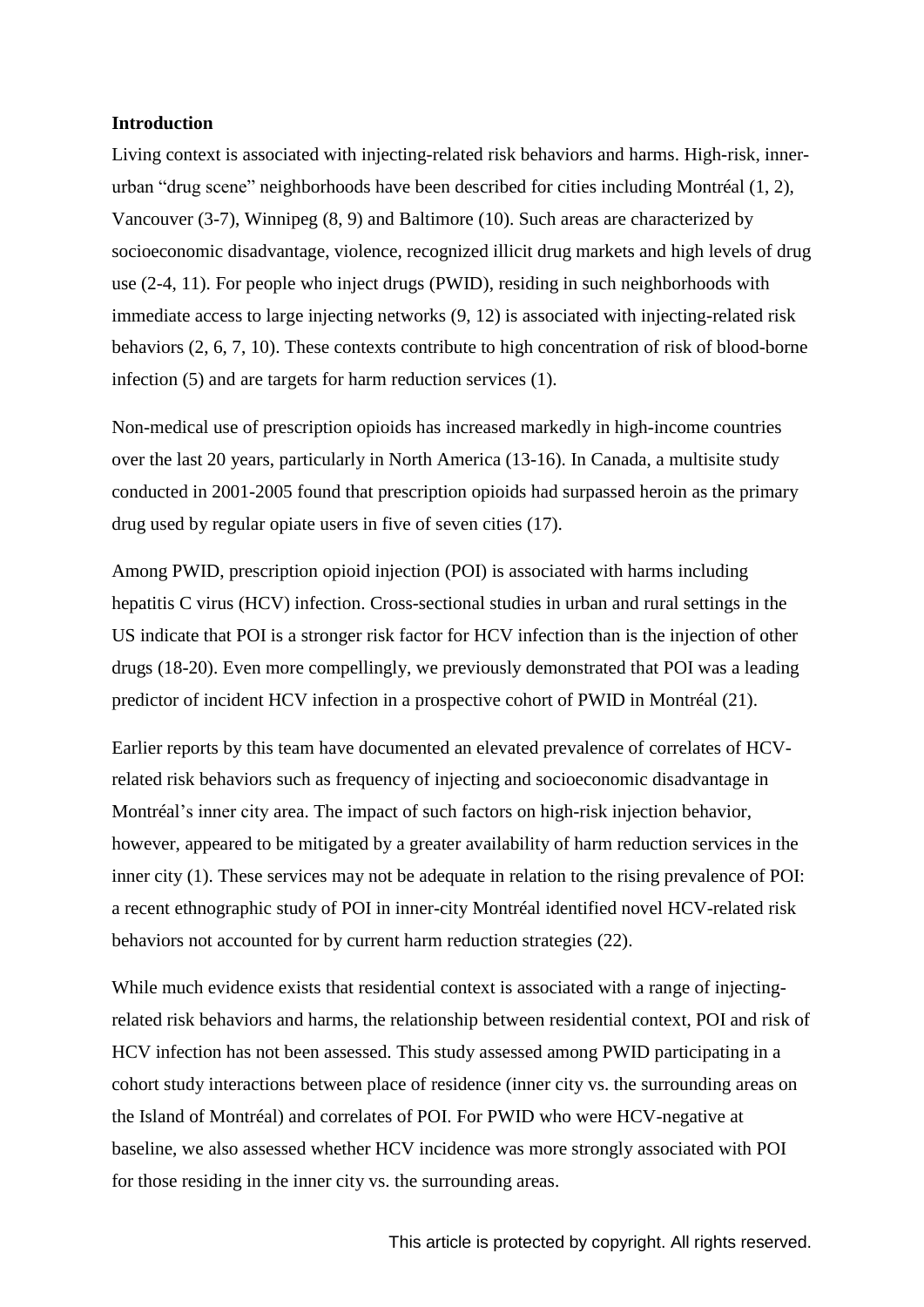## Introduction

Living context is associated with injecting-related risk behaviors and harms. High-risk, inner-urban "drug scene" neighborhoods have been described for cities including Montréal (1, 2), Vancouver (3-7), Winnipeg (8, 9) and Baltimore (10). Such areas are characterized by socioeconomic disadvantage, violence, recognized illicit drug markets and high levels of drug use (2-4, 11). For people who inject drugs (PWID), residing in such neighborhoods with immediate access to large injecting networks (9, 12) is associated with injecting-related risk behaviors (2, 6, 7, 10). These contexts contribute to high concentration of risk of blood-borne infection (5) and are targets for harm reduction services (1).

Non-medical use of prescription opioids has increased markedly in high-income countries over the last 20 years, particularly in North America (13-16). In Canada, a multisite study conducted in 2001-2005 found that prescription opioids had surpassed heroin as the primary drug used by regular opiate users in five of seven cities (17).

Among PWID, prescription opioid injection (POI) is associated with harms including hepatitis C virus (HCV) infection. Cross-sectional studies in urban and rural settings in the US indicate that POI is a stronger risk factor for HCV infection than is the injection of other drugs (18-20). Even more compellingly, we previously demonstrated that POI was a leading predictor of incident HCV infection in a prospective cohort of PWID in Montréal (21).

Earlier reports by this team have documented an elevated prevalence of correlates of HCV-related risk behaviors such as frequency of injecting and socioeconomic disadvantage in Montréal's inner city area. The impact of such factors on high-risk injection behavior, however, appeared to be mitigated by a greater availability of harm reduction services in the inner city (1). These services may not be adequate in relation to the rising prevalence of POI: a recent ethnographic study of POI in inner-city Montréal identified novel HCV-related risk behaviors not accounted for by current harm reduction strategies (22).

While much evidence exists that residential context is associated with a range of injecting-related risk behaviors and harms, the relationship between residential context, POI and risk of HCV infection has not been assessed. This study assessed among PWID participating in a cohort study interactions between place of residence (inner city vs. the surrounding areas on the Island of Montréal) and correlates of POI. For PWID who were HCV-negative at baseline, we also assessed whether HCV incidence was more strongly associated with POI for those residing in the inner city vs. the surrounding areas.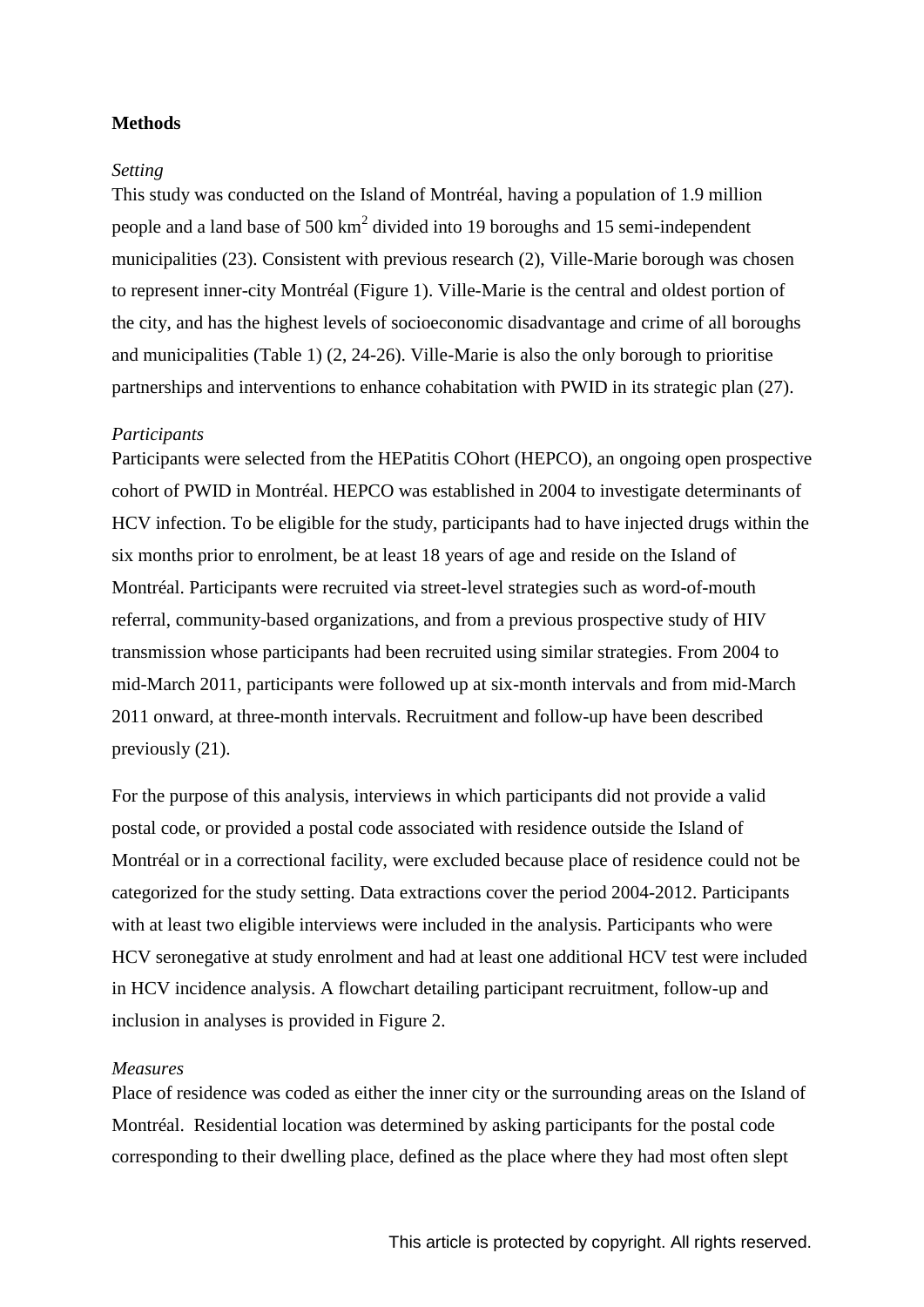**Methods**

*Setting*

This study was conducted on the Island of Montréal, having a population of 1.9 million people and a land base of 500 $km^2$ divided into 19 boroughs and 15 semi-independent municipalities (23). Consistent with previous research (2), Ville-Marie borough was chosen to represent inner-city Montréal (Figure 1). Ville-Marie is the central and oldest portion of the city, and has the highest levels of socioeconomic disadvantage and crime of all boroughs and municipalities (Table 1) (2, 24-26). Ville-Marie is also the only borough to prioritise partnerships and interventions to enhance cohabitation with PWID in its strategic plan (27).

*Participants*

Participants were selected from the HEPatitis COhort (HEPCO), an ongoing open prospective cohort of PWID in Montréal. HEPCO was established in 2004 to investigate determinants of HCV infection. To be eligible for the study, participants had to have injected drugs within the six months prior to enrolment, be at least 18 years of age and reside on the Island of Montréal. Participants were recruited via street-level strategies such as word-of-mouth referral, community-based organizations, and from a previous prospective study of HIV transmission whose participants had been recruited using similar strategies. From 2004 to mid-March 2011, participants were followed up at six-month intervals and from mid-March 2011 onward, at three-month intervals. Recruitment and follow-up have been described previously (21).

For the purpose of this analysis, interviews in which participants did not provide a valid postal code, or provided a postal code associated with residence outside the Island of Montréal or in a correctional facility, were excluded because place of residence could not be categorized for the study setting. Data extractions cover the period 2004-2012. Participants with at least two eligible interviews were included in the analysis. Participants who were HCV seronegative at study enrolment and had at least one additional HCV test were included in HCV incidence analysis. A flowchart detailing participant recruitment, follow-up and inclusion in analyses is provided in Figure 2.

*Measures*

Place of residence was coded as either the inner city or the surrounding areas on the Island of Montréal. Residential location was determined by asking participants for the postal code corresponding to their dwelling place, defined as the place where they had most often slept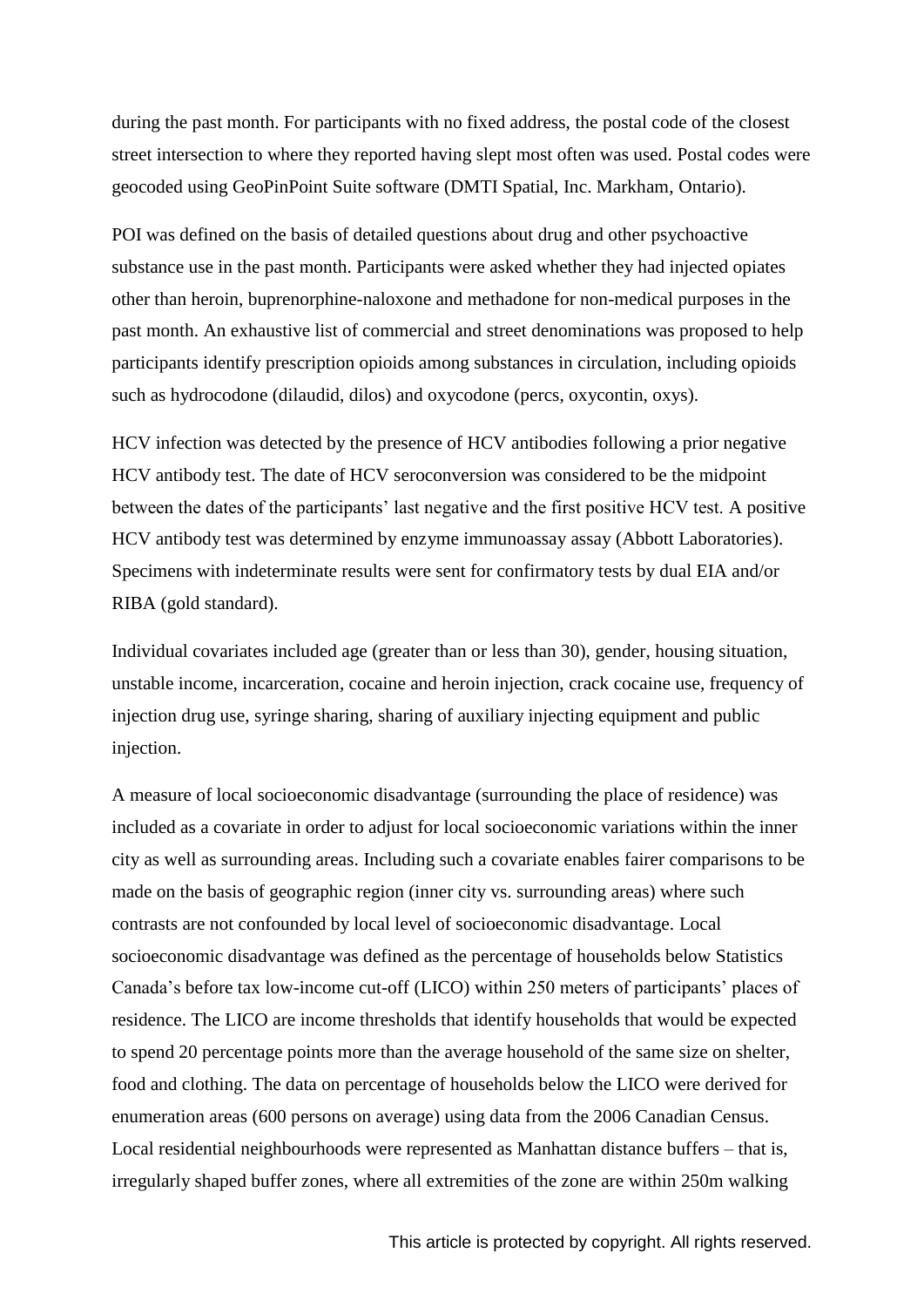during the past month. For participants with no fixed address, the postal code of the closest street intersection to where they reported having slept most often was used. Postal codes were geocoded using GeoPinPoint Suite software (DMTI Spatial, Inc. Markham, Ontario).

POI was defined on the basis of detailed questions about drug and other psychoactive substance use in the past month. Participants were asked whether they had injected opiates other than heroin, buprenorphine-naloxone and methadone for non-medical purposes in the past month. An exhaustive list of commercial and street denominations was proposed to help participants identify prescription opioids among substances in circulation, including opioids such as hydrocodone (dilaudid, dilos) and oxycodone (percs, oxycontin, oxys).

HCV infection was detected by the presence of HCV antibodies following a prior negative HCV antibody test. The date of HCV seroconversion was considered to be the midpoint between the dates of the participants' last negative and the first positive HCV test. A positive HCV antibody test was determined by enzyme immunoassay assay (Abbott Laboratories). Specimens with indeterminate results were sent for confirmatory tests by dual EIA and/or RIBA (gold standard).

Individual covariates included age (greater than or less than 30), gender, housing situation, unstable income, incarceration, cocaine and heroin injection, crack cocaine use, frequency of injection drug use, syringe sharing, sharing of auxiliary injecting equipment and public injection.

A measure of local socioeconomic disadvantage (surrounding the place of residence) was included as a covariate in order to adjust for local socioeconomic variations within the inner city as well as surrounding areas. Including such a covariate enables fairer comparisons to be made on the basis of geographic region (inner city vs. surrounding areas) where such contrasts are not confounded by local level of socioeconomic disadvantage. Local socioeconomic disadvantage was defined as the percentage of households below Statistics Canada's before tax low-income cut-off (LICO) within 250 meters of participants' places of residence. The LICO are income thresholds that identify households that would be expected to spend 20 percentage points more than the average household of the same size on shelter, food and clothing. The data on percentage of households below the LICO were derived for enumeration areas (600 persons on average) using data from the 2006 Canadian Census. Local residential neighbourhoods were represented as Manhattan distance buffers – that is, irregularly shaped buffer zones, where all extremities of the zone are within 250m walking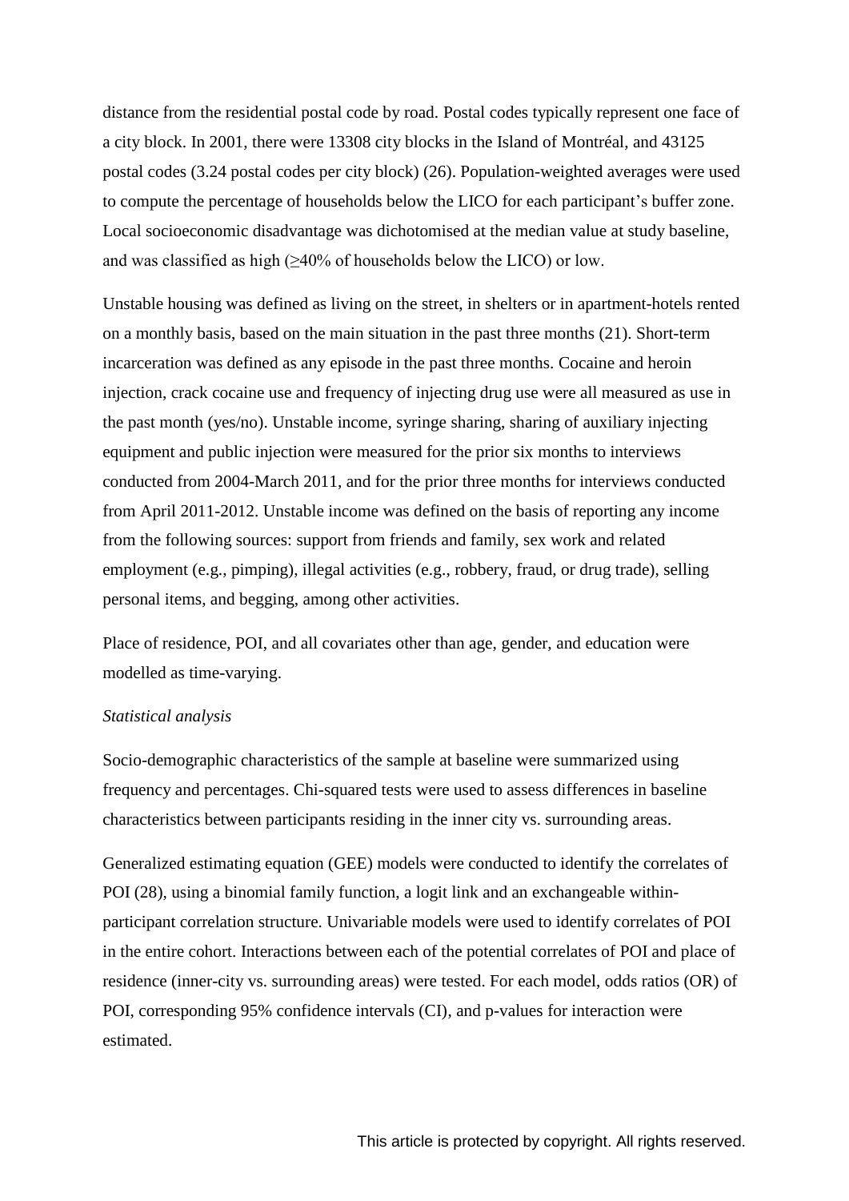distance from the residential postal code by road. Postal codes typically represent one face of a city block. In 2001, there were 13308 city blocks in the Island of Montréal, and 43125 postal codes (3.24 postal codes per city block) (26). Population-weighted averages were used to compute the percentage of households below the LICO for each participant's buffer zone. Local socioeconomic disadvantage was dichotomised at the median value at study baseline, and was classified as high (≥40% of households below the LICO) or low.

Unstable housing was defined as living on the street, in shelters or in apartment-hotels rented on a monthly basis, based on the main situation in the past three months (21). Short-term incarceration was defined as any episode in the past three months. Cocaine and heroin injection, crack cocaine use and frequency of injecting drug use were all measured as use in the past month (yes/no). Unstable income, syringe sharing, sharing of auxiliary injecting equipment and public injection were measured for the prior six months to interviews conducted from 2004-March 2011, and for the prior three months for interviews conducted from April 2011-2012. Unstable income was defined on the basis of reporting any income from the following sources: support from friends and family, sex work and related employment (e.g., pimping), illegal activities (e.g., robbery, fraud, or drug trade), selling personal items, and begging, among other activities.

Place of residence, POI, and all covariates other than age, gender, and education were modelled as time-varying.

*Statistical analysis*

Socio-demographic characteristics of the sample at baseline were summarized using frequency and percentages. Chi-squared tests were used to assess differences in baseline characteristics between participants residing in the inner city vs. surrounding areas.

Generalized estimating equation (GEE) models were conducted to identify the correlates of POI (28), using a binomial family function, a logit link and an exchangeable within-participant correlation structure. Univariable models were used to identify correlates of POI in the entire cohort. Interactions between each of the potential correlates of POI and place of residence (inner-city vs. surrounding areas) were tested. For each model, odds ratios (OR) of POI, corresponding 95% confidence intervals (CI), and p-values for interaction were estimated.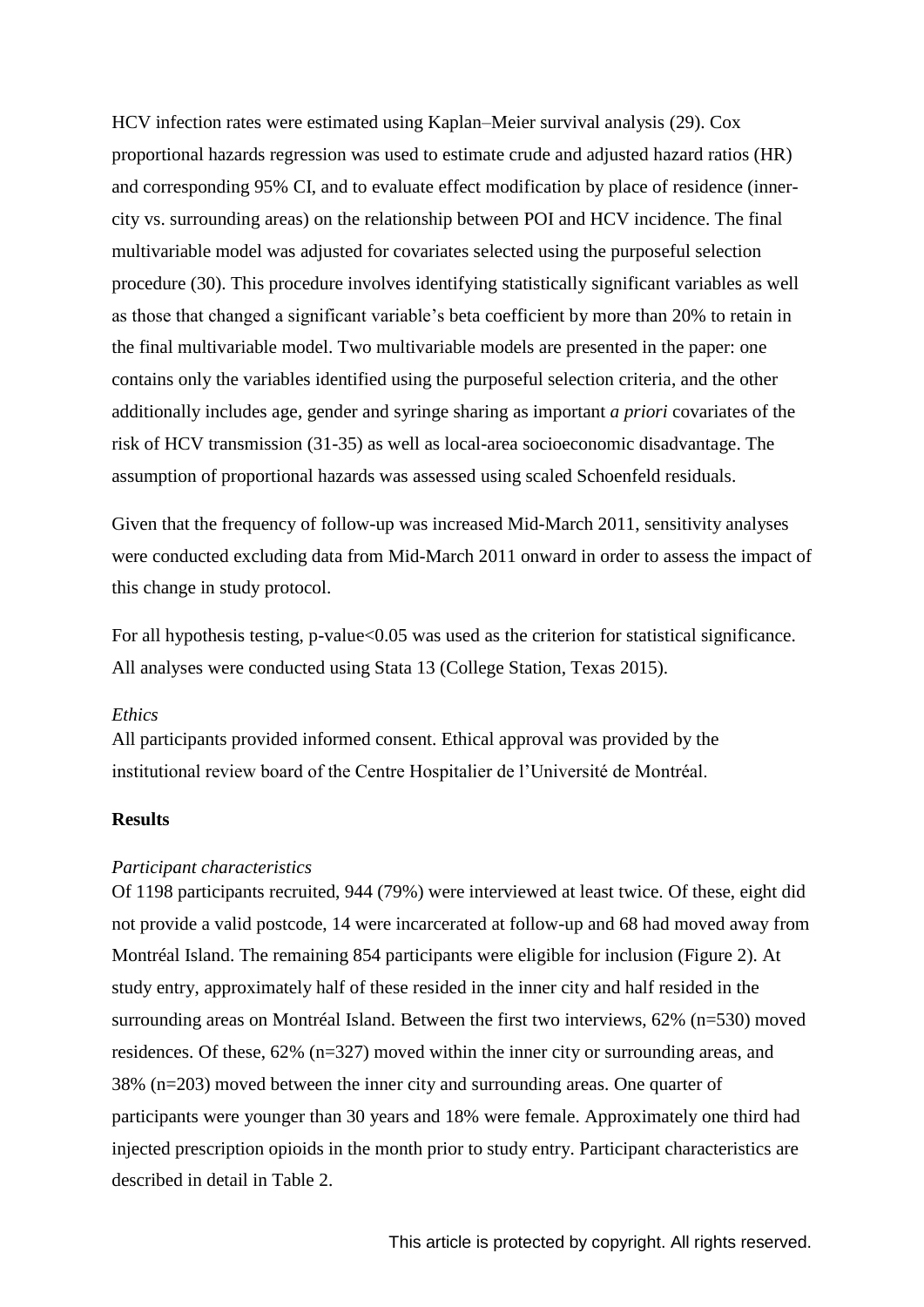HCV infection rates were estimated using Kaplan–Meier survival analysis (29). Cox proportional hazards regression was used to estimate crude and adjusted hazard ratios (HR) and corresponding 95% CI, and to evaluate effect modification by place of residence (inner-city vs. surrounding areas) on the relationship between POI and HCV incidence. The final multivariable model was adjusted for covariates selected using the purposeful selection procedure (30). This procedure involves identifying statistically significant variables as well as those that changed a significant variable's beta coefficient by more than 20% to retain in the final multivariable model. Two multivariable models are presented in the paper: one contains only the variables identified using the purposeful selection criteria, and the other additionally includes age, gender and syringe sharing as important *a priori* covariates of the risk of HCV transmission (31-35) as well as local-area socioeconomic disadvantage. The assumption of proportional hazards was assessed using scaled Schoenfeld residuals.

Given that the frequency of follow-up was increased Mid-March 2011, sensitivity analyses were conducted excluding data from Mid-March 2011 onward in order to assess the impact of this change in study protocol.

For all hypothesis testing, p-value<0.05 was used as the criterion for statistical significance. All analyses were conducted using Stata 13 (College Station, Texas 2015).

*Ethics*

All participants provided informed consent. Ethical approval was provided by the institutional review board of the Centre Hospitalier de l'Université de Montréal.

**Results**

*Participant characteristics*

Of 1198 participants recruited, 944 (79%) were interviewed at least twice. Of these, eight did not provide a valid postcode, 14 were incarcerated at follow-up and 68 had moved away from Montréal Island. The remaining 854 participants were eligible for inclusion (Figure 2). At study entry, approximately half of these resided in the inner city and half resided in the surrounding areas on Montréal Island. Between the first two interviews, 62% (n=530) moved residences. Of these, 62% (n=327) moved within the inner city or surrounding areas, and 38% (n=203) moved between the inner city and surrounding areas. One quarter of participants were younger than 30 years and 18% were female. Approximately one third had injected prescription opioids in the month prior to study entry. Participant characteristics are described in detail in Table 2.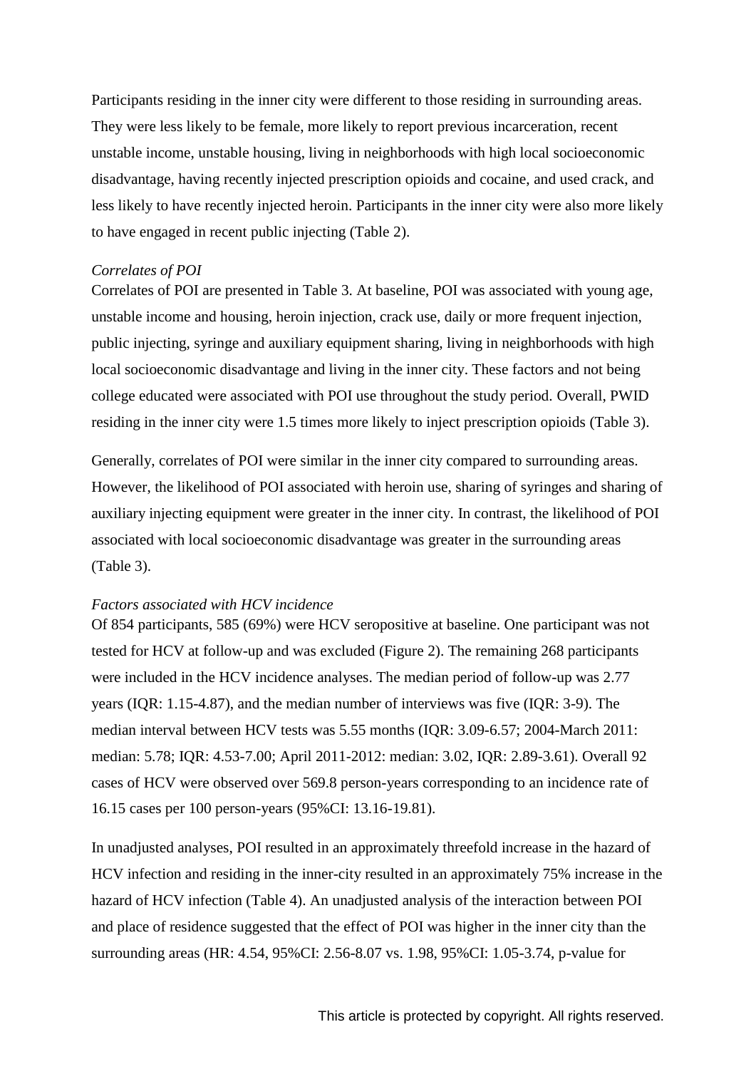Participants residing in the inner city were different to those residing in surrounding areas. They were less likely to be female, more likely to report previous incarceration, recent unstable income, unstable housing, living in neighborhoods with high local socioeconomic disadvantage, having recently injected prescription opioids and cocaine, and used crack, and less likely to have recently injected heroin. Participants in the inner city were also more likely to have engaged in recent public injecting (Table 2).

*Correlates of POI*

Correlates of POI are presented in Table 3. At baseline, POI was associated with young age, unstable income and housing, heroin injection, crack use, daily or more frequent injection, public injecting, syringe and auxiliary equipment sharing, living in neighborhoods with high local socioeconomic disadvantage and living in the inner city. These factors and not being college educated were associated with POI use throughout the study period. Overall, PWID residing in the inner city were 1.5 times more likely to inject prescription opioids (Table 3).

Generally, correlates of POI were similar in the inner city compared to surrounding areas. However, the likelihood of POI associated with heroin use, sharing of syringes and sharing of auxiliary injecting equipment were greater in the inner city. In contrast, the likelihood of POI associated with local socioeconomic disadvantage was greater in the surrounding areas (Table 3).

*Factors associated with HCV incidence*

Of 854 participants, 585 (69%) were HCV seropositive at baseline. One participant was not tested for HCV at follow-up and was excluded (Figure 2). The remaining 268 participants were included in the HCV incidence analyses. The median period of follow-up was 2.77 years (IQR: 1.15-4.87), and the median number of interviews was five (IQR: 3-9). The median interval between HCV tests was 5.55 months (IQR: 3.09-6.57; 2004-March 2011: median: 5.78; IQR: 4.53-7.00; April 2011-2012: median: 3.02, IQR: 2.89-3.61). Overall 92 cases of HCV were observed over 569.8 person-years corresponding to an incidence rate of 16.15 cases per 100 person-years (95%CI: 13.16-19.81).

In unadjusted analyses, POI resulted in an approximately threefold increase in the hazard of HCV infection and residing in the inner-city resulted in an approximately 75% increase in the hazard of HCV infection (Table 4). An unadjusted analysis of the interaction between POI and place of residence suggested that the effect of POI was higher in the inner city than the surrounding areas (HR: 4.54, 95%CI: 2.56-8.07 vs. 1.98, 95%CI: 1.05-3.74, p-value for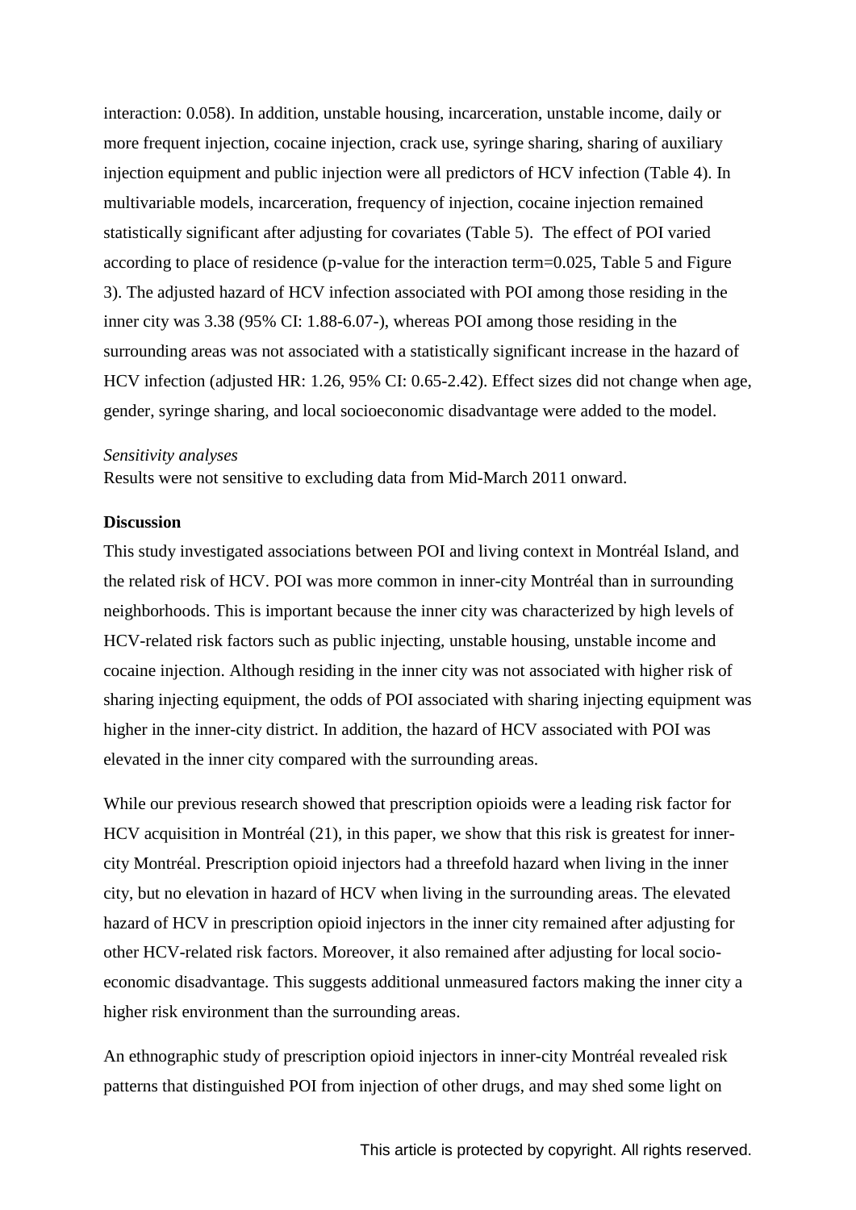interaction: 0.058). In addition, unstable housing, incarceration, unstable income, daily or more frequent injection, cocaine injection, crack use, syringe sharing, sharing of auxiliary injection equipment and public injection were all predictors of HCV infection (Table 4). In multivariable models, incarceration, frequency of injection, cocaine injection remained statistically significant after adjusting for covariates (Table 5). The effect of POI varied according to place of residence (p-value for the interaction term=0.025, Table 5 and Figure 3). The adjusted hazard of HCV infection associated with POI among those residing in the inner city was 3.38 (95% CI: 1.88-6.07-), whereas POI among those residing in the surrounding areas was not associated with a statistically significant increase in the hazard of HCV infection (adjusted HR: 1.26, 95% CI: 0.65-2.42). Effect sizes did not change when age, gender, syringe sharing, and local socioeconomic disadvantage were added to the model.

*Sensitivity analyses*

Results were not sensitive to excluding data from Mid-March 2011 onward.

**Discussion**

This study investigated associations between POI and living context in Montréal Island, and the related risk of HCV. POI was more common in inner-city Montréal than in surrounding neighborhoods. This is important because the inner city was characterized by high levels of HCV-related risk factors such as public injecting, unstable housing, unstable income and cocaine injection. Although residing in the inner city was not associated with higher risk of sharing injecting equipment, the odds of POI associated with sharing injecting equipment was higher in the inner-city district. In addition, the hazard of HCV associated with POI was elevated in the inner city compared with the surrounding areas.

While our previous research showed that prescription opioids were a leading risk factor for HCV acquisition in Montréal (21), in this paper, we show that this risk is greatest for inner-city Montréal. Prescription opioid injectors had a threefold hazard when living in the inner city, but no elevation in hazard of HCV when living in the surrounding areas. The elevated hazard of HCV in prescription opioid injectors in the inner city remained after adjusting for other HCV-related risk factors. Moreover, it also remained after adjusting for local socio-economic disadvantage. This suggests additional unmeasured factors making the inner city a higher risk environment than the surrounding areas.

An ethnographic study of prescription opioid injectors in inner-city Montréal revealed risk patterns that distinguished POI from injection of other drugs, and may shed some light on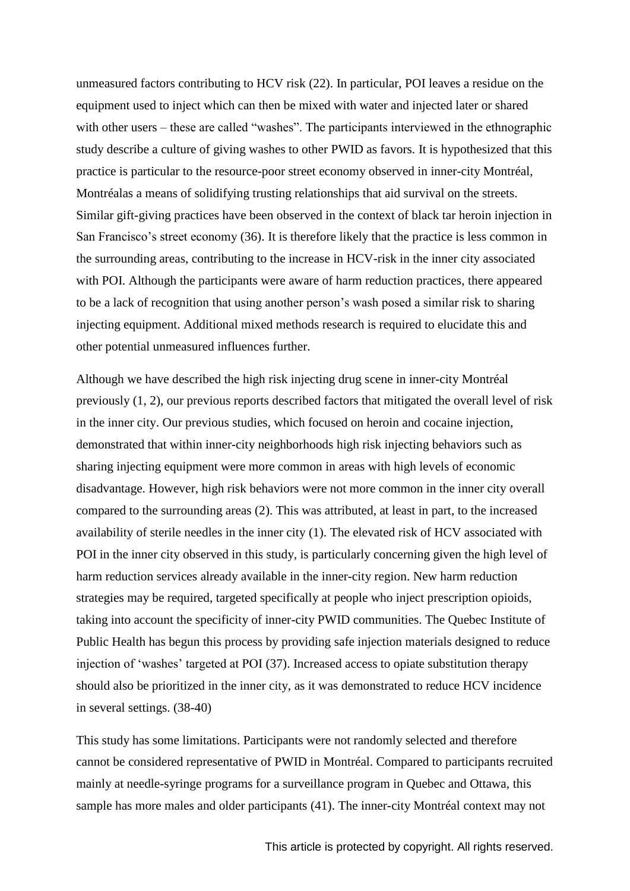unmeasured factors contributing to HCV risk (22). In particular, POI leaves a residue on the equipment used to inject which can then be mixed with water and injected later or shared with other users – these are called “washes”. The participants interviewed in the ethnographic study describe a culture of giving washes to other PWID as favors. It is hypothesized that this practice is particular to the resource-poor street economy observed in inner-city Montréal, Montréalas a means of solidifying trusting relationships that aid survival on the streets. Similar gift-giving practices have been observed in the context of black tar heroin injection in San Francisco’s street economy (36). It is therefore likely that the practice is less common in the surrounding areas, contributing to the increase in HCV-risk in the inner city associated with POI. Although the participants were aware of harm reduction practices, there appeared to be a lack of recognition that using another person’s wash posed a similar risk to sharing injecting equipment. Additional mixed methods research is required to elucidate this and other potential unmeasured influences further.

Although we have described the high risk injecting drug scene in inner-city Montréal previously (1, 2), our previous reports described factors that mitigated the overall level of risk in the inner city. Our previous studies, which focused on heroin and cocaine injection, demonstrated that within inner-city neighborhoods high risk injecting behaviors such as sharing injecting equipment were more common in areas with high levels of economic disadvantage. However, high risk behaviors were not more common in the inner city overall compared to the surrounding areas (2). This was attributed, at least in part, to the increased availability of sterile needles in the inner city (1). The elevated risk of HCV associated with POI in the inner city observed in this study, is particularly concerning given the high level of harm reduction services already available in the inner-city region. New harm reduction strategies may be required, targeted specifically at people who inject prescription opioids, taking into account the specificity of inner-city PWID communities. The Quebec Institute of Public Health has begun this process by providing safe injection materials designed to reduce injection of ‘washes’ targeted at POI (37). Increased access to opiate substitution therapy should also be prioritized in the inner city, as it was demonstrated to reduce HCV incidence in several settings. (38-40)

This study has some limitations. Participants were not randomly selected and therefore cannot be considered representative of PWID in Montréal. Compared to participants recruited mainly at needle-syringe programs for a surveillance program in Quebec and Ottawa, this sample has more males and older participants (41). The inner-city Montréal context may not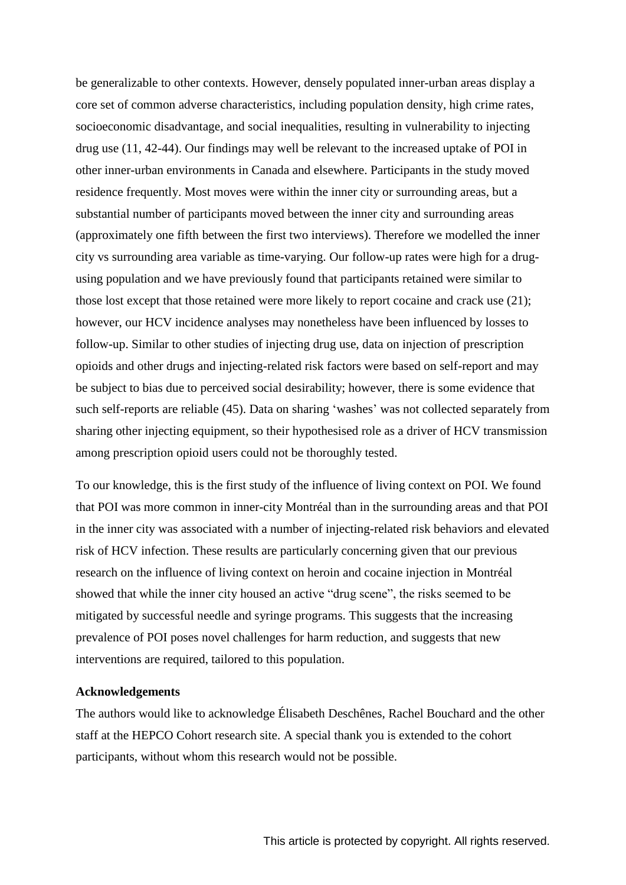be generalizable to other contexts. However, densely populated inner-urban areas display a core set of common adverse characteristics, including population density, high crime rates, socioeconomic disadvantage, and social inequalities, resulting in vulnerability to injecting drug use (11, 42-44). Our findings may well be relevant to the increased uptake of POI in other inner-urban environments in Canada and elsewhere. Participants in the study moved residence frequently. Most moves were within the inner city or surrounding areas, but a substantial number of participants moved between the inner city and surrounding areas (approximately one fifth between the first two interviews). Therefore we modelled the inner city vs surrounding area variable as time-varying. Our follow-up rates were high for a drug-using population and we have previously found that participants retained were similar to those lost except that those retained were more likely to report cocaine and crack use (21); however, our HCV incidence analyses may nonetheless have been influenced by losses to follow-up. Similar to other studies of injecting drug use, data on injection of prescription opioids and other drugs and injecting-related risk factors were based on self-report and may be subject to bias due to perceived social desirability; however, there is some evidence that such self-reports are reliable (45). Data on sharing 'washes' was not collected separately from sharing other injecting equipment, so their hypothesised role as a driver of HCV transmission among prescription opioid users could not be thoroughly tested.

To our knowledge, this is the first study of the influence of living context on POI. We found that POI was more common in inner-city Montréal than in the surrounding areas and that POI in the inner city was associated with a number of injecting-related risk behaviors and elevated risk of HCV infection. These results are particularly concerning given that our previous research on the influence of living context on heroin and cocaine injection in Montréal showed that while the inner city housed an active "drug scene", the risks seemed to be mitigated by successful needle and syringe programs. This suggests that the increasing prevalence of POI poses novel challenges for harm reduction, and suggests that new interventions are required, tailored to this population.

**Acknowledgements**

The authors would like to acknowledge Élisabeth Deschênes, Rachel Bouchard and the other staff at the HEPCO Cohort research site. A special thank you is extended to the cohort participants, without whom this research would not be possible.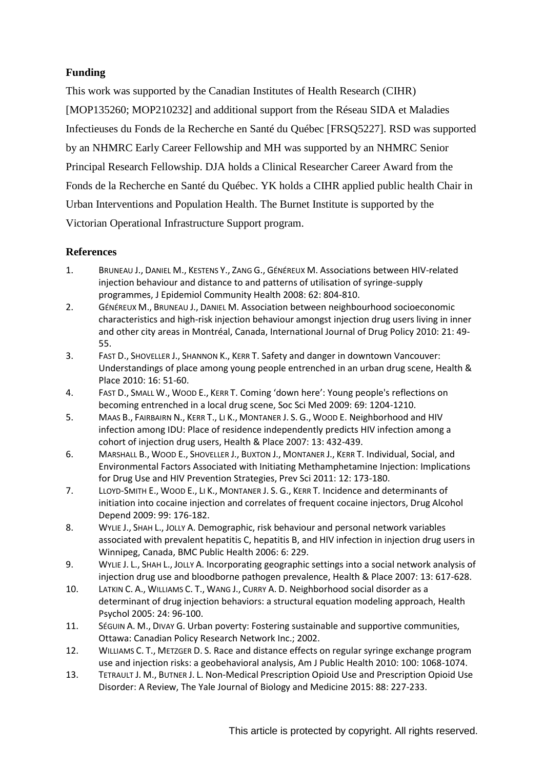## Funding

This work was supported by the Canadian Institutes of Health Research (CIHR) [MOP135260; MOP210232] and additional support from the Réseau SIDA et Maladies Infectieuses du Fonds de la Recherche en Santé du Québec [FRSQ5227]. RSD was supported by an NHMRC Early Career Fellowship and MH was supported by an NHMRC Senior Principal Research Fellowship. DJA holds a Clinical Researcher Career Award from the Fonds de la Recherche en Santé du Québec. YK holds a CIHR applied public health Chair in Urban Interventions and Population Health. The Burnet Institute is supported by the Victorian Operational Infrastructure Support program.

## References

1. BRUNEAU J., DANIEL M., KESTENS Y., ZANG G., GÉNÉREUX M. Associations between HIV-related injection behaviour and distance to and patterns of utilisation of syringe-supply programmes, J Epidemiol Community Health 2008: 62: 804-810.
2. GÉNÉREUX M., BRUNEAU J., DANIEL M. Association between neighbourhood socioeconomic characteristics and high-risk injection behaviour amongst injection drug users living in inner and other city areas in Montréal, Canada, International Journal of Drug Policy 2010: 21: 49-55.
3. FAST D., SHOVELLER J., SHANNON K., KERR T. Safety and danger in downtown Vancouver: Understandings of place among young people entrenched in an urban drug scene, Health & Place 2010: 16: 51-60.
4. FAST D., SMALL W., WOOD E., KERR T. Coming 'down here': Young people's reflections on becoming entrenched in a local drug scene, Soc Sci Med 2009: 69: 1204-1210.
5. MAAS B., FAIRBAIRN N., KERR T., LI K., MONTANER J. S. G., WOOD E. Neighborhood and HIV infection among IDU: Place of residence independently predicts HIV infection among a cohort of injection drug users, Health & Place 2007: 13: 432-439.
6. MARSHALL B., WOOD E., SHOVELLER J., BUXTON J., MONTANER J., KERR T. Individual, Social, and Environmental Factors Associated with Initiating Methamphetamine Injection: Implications for Drug Use and HIV Prevention Strategies, Prev Sci 2011: 12: 173-180.
7. LLOYD-SMITH E., WOOD E., LI K., MONTANER J. S. G., KERR T. Incidence and determinants of initiation into cocaine injection and correlates of frequent cocaine injectors, Drug Alcohol Depend 2009: 99: 176-182.
8. WYLIE J., SHAH L., JOLLY A. Demographic, risk behaviour and personal network variables associated with prevalent hepatitis C, hepatitis B, and HIV infection in injection drug users in Winnipeg, Canada, BMC Public Health 2006: 6: 229.
9. WYLIE J. L., SHAH L., JOLLY A. Incorporating geographic settings into a social network analysis of injection drug use and bloodborne pathogen prevalence, Health & Place 2007: 13: 617-628.
10. LATKIN C. A., WILLIAMS C. T., WANG J., CURRY A. D. Neighborhood social disorder as a determinant of drug injection behaviors: a structural equation modeling approach, Health Psychol 2005: 24: 96-100.
11. SÉGUIN A. M., DIVAY G. Urban poverty: Fostering sustainable and supportive communities, Ottawa: Canadian Policy Research Network Inc.; 2002.
12. WILLIAMS C. T., METZGER D. S. Race and distance effects on regular syringe exchange program use and injection risks: a geobehavioral analysis, Am J Public Health 2010: 100: 1068-1074.
13. TETRAULT J. M., BUTNER J. L. Non-Medical Prescription Opioid Use and Prescription Opioid Use Disorder: A Review, The Yale Journal of Biology and Medicine 2015: 88: 227-233.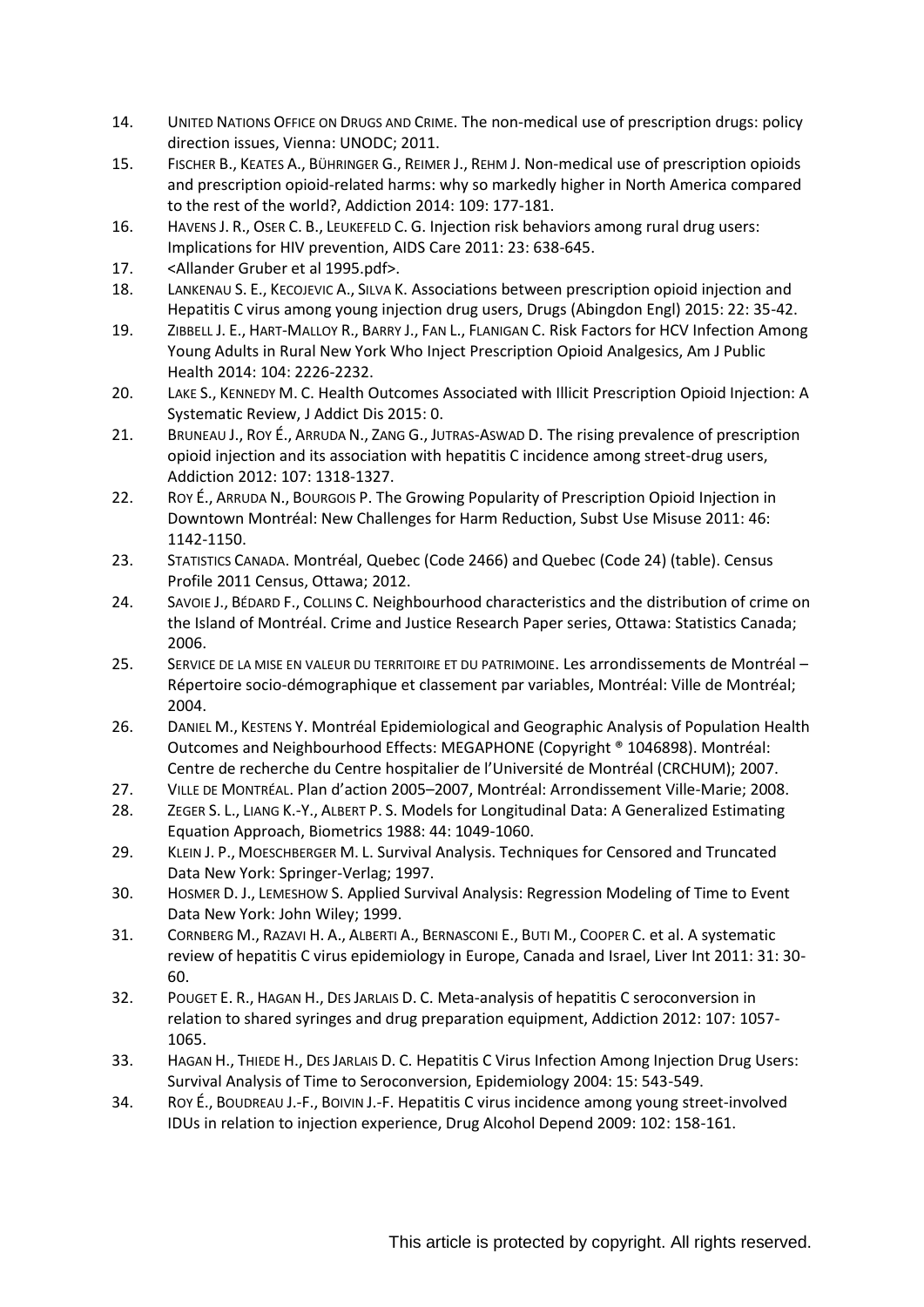14. UNITED NATIONS OFFICE ON DRUGS AND CRIME. The non-medical use of prescription drugs: policy direction issues, Vienna: UNODC; 2011.
15. FISCHER B., KEATES A., BÜHRINGER G., REIMER J., REHM J. Non-medical use of prescription opioids and prescription opioid-related harms: why so markedly higher in North America compared to the rest of the world?, Addiction 2014: 109: 177-181.
16. HAVENS J. R., OSER C. B., LEUKEFELD C. G. Injection risk behaviors among rural drug users: Implications for HIV prevention, AIDS Care 2011: 23: 638-645.
17. <Allander Gruber et al 1995.pdf>.
18. LANKENAU S. E., KECOJEVIC A., SILVA K. Associations between prescription opioid injection and Hepatitis C virus among young injection drug users, Drugs (Abingdon Engl) 2015: 22: 35-42.
19. ZIBBELL J. E., HART-MALLOY R., BARRY J., FAN L., FLANIGAN C. Risk Factors for HCV Infection Among Young Adults in Rural New York Who Inject Prescription Opioid Analgesics, Am J Public Health 2014: 104: 2226-2232.
20. LAKE S., KENNEDY M. C. Health Outcomes Associated with Illicit Prescription Opioid Injection: A Systematic Review, J Addict Dis 2015: 0.
21. BRUNEAU J., ROY É., ARRUDA N., ZANG G., JUTRAS-ASWAD D. The rising prevalence of prescription opioid injection and its association with hepatitis C incidence among street-drug users, Addiction 2012: 107: 1318-1327.
22. ROY É., ARRUDA N., BOURGOIS P. The Growing Popularity of Prescription Opioid Injection in Downtown Montréal: New Challenges for Harm Reduction, Subst Use Misuse 2011: 46: 1142-1150.
23. STATISTICS CANADA. Montréal, Quebec (Code 2466) and Quebec (Code 24) (table). Census Profile 2011 Census, Ottawa; 2012.
24. SAVOIE J., BÉDARD F., COLLINS C. Neighbourhood characteristics and the distribution of crime on the Island of Montréal. Crime and Justice Research Paper series, Ottawa: Statistics Canada; 2006.
25. SERVICE DE LA MISE EN VALEUR DU TERRITOIRE ET DU PATRIMOINE. Les arrondissements de Montréal – Répertoire socio-démographique et classement par variables, Montréal: Ville de Montréal; 2004.
26. DANIEL M., KESTENS Y. Montréal Epidemiological and Geographic Analysis of Population Health Outcomes and Neighbourhood Effects: MEGAPHONE (Copyright ® 1046898). Montréal: Centre de recherche du Centre hospitalier de l'Université de Montréal (CRCHUM); 2007.
27. VILLE DE MONTRÉAL. Plan d'action 2005–2007, Montréal: Arrondissement Ville-Marie; 2008.
28. ZEGER S. L., LIANG K.-Y., ALBERT P. S. Models for Longitudinal Data: A Generalized Estimating Equation Approach, Biometrics 1988: 44: 1049-1060.
29. KLEIN J. P., MOESCHBERGER M. L. Survival Analysis. Techniques for Censored and Truncated Data New York: Springer-Verlag; 1997.
30. HOSMER D. J., LEMESHOW S. Applied Survival Analysis: Regression Modeling of Time to Event Data New York: John Wiley; 1999.
31. CORNBERG M., RAZAVI H. A., ALBERTI A., BERNASCONI E., BUTI M., COOPER C. et al. A systematic review of hepatitis C virus epidemiology in Europe, Canada and Israel, Liver Int 2011: 31: 30-60.
32. POUGET E. R., HAGAN H., DES JARLAIS D. C. Meta-analysis of hepatitis C seroconversion in relation to shared syringes and drug preparation equipment, Addiction 2012: 107: 1057-1065.
33. HAGAN H., THIEDE H., DES JARLAIS D. C. Hepatitis C Virus Infection Among Injection Drug Users: Survival Analysis of Time to Seroconversion, Epidemiology 2004: 15: 543-549.
34. ROY É., BOUDREAU J.-F., BOIVIN J.-F. Hepatitis C virus incidence among young street-involved IDUs in relation to injection experience, Drug Alcohol Depend 2009: 102: 158-161.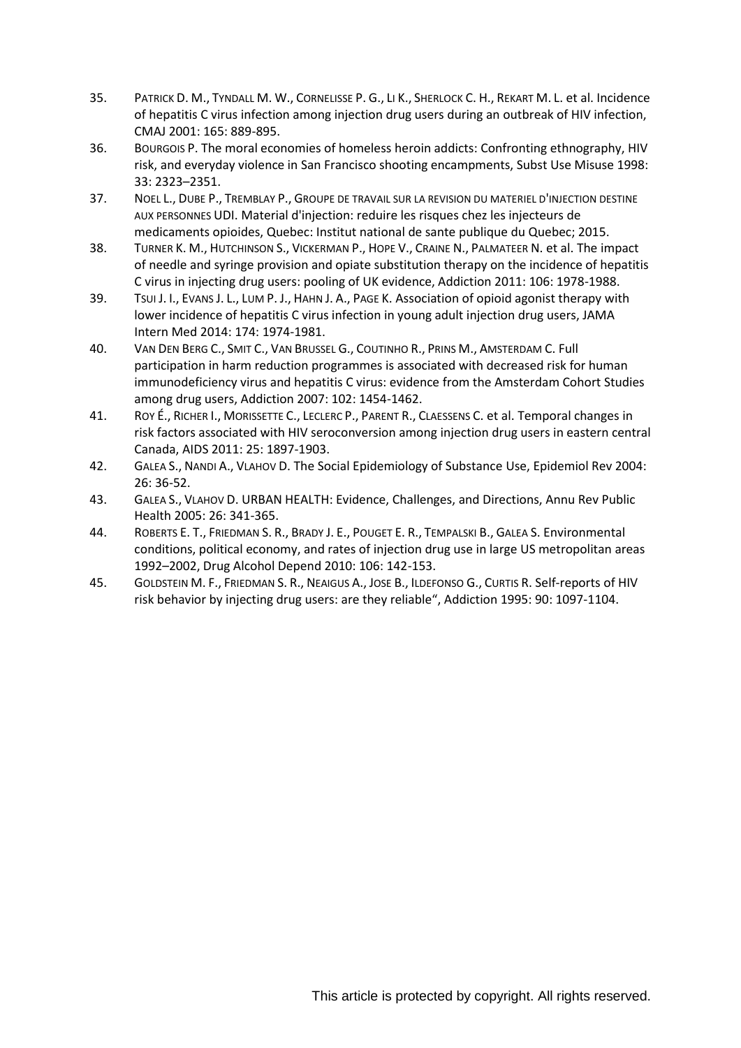35. PATRICK D. M., TYNDALL M. W., CORNELISSE P. G., LI K., SHERLOCK C. H., REKART M. L. et al. Incidence of hepatitis C virus infection among injection drug users during an outbreak of HIV infection, CMAJ 2001: 165: 889-895.
36. BOURGOIS P. The moral economies of homeless heroin addicts: Confronting ethnography, HIV risk, and everyday violence in San Francisco shooting encampments, Subst Use Misuse 1998: 33: 2323–2351.
37. NOEL L., DUBE P., TREMBLAY P., GROUPE DE TRAVAIL SUR LA REVISION DU MATERIEL D'INJECTION DESTINE AUX PERSONNES UDI. Material d'injection: reduire les risques chez les injecteurs de medicaments opioides, Quebec: Institut national de sante publique du Quebec; 2015.
38. TURNER K. M., HUTCHINSON S., VICKERMAN P., HOPE V., CRAINE N., PALMATEER N. et al. The impact of needle and syringe provision and opiate substitution therapy on the incidence of hepatitis C virus in injecting drug users: pooling of UK evidence, Addiction 2011: 106: 1978-1988.
39. TSUI J. I., EVANS J. L., LUM P. J., HAHN J. A., PAGE K. Association of opioid agonist therapy with lower incidence of hepatitis C virus infection in young adult injection drug users, JAMA Intern Med 2014: 174: 1974-1981.
40. VAN DEN BERG C., SMIT C., VAN BRUSSEL G., COUTINHO R., PRINS M., AMSTERDAM C. Full participation in harm reduction programmes is associated with decreased risk for human immunodeficiency virus and hepatitis C virus: evidence from the Amsterdam Cohort Studies among drug users, Addiction 2007: 102: 1454-1462.
41. ROY É., RICHER I., MORISSETTE C., LECLERC P., PARENT R., CLAESSENS C. et al. Temporal changes in risk factors associated with HIV seroconversion among injection drug users in eastern central Canada, AIDS 2011: 25: 1897-1903.
42. GALEA S., NANDI A., VLAHOV D. The Social Epidemiology of Substance Use, Epidemiol Rev 2004: 26: 36-52.
43. GALEA S., VLAHOV D. URBAN HEALTH: Evidence, Challenges, and Directions, Annu Rev Public Health 2005: 26: 341-365.
44. ROBERTS E. T., FRIEDMAN S. R., BRADY J. E., POUGET E. R., TEMPALSKI B., GALEA S. Environmental conditions, political economy, and rates of injection drug use in large US metropolitan areas 1992–2002, Drug Alcohol Depend 2010: 106: 142-153.
45. GOLDSTEIN M. F., FRIEDMAN S. R., NEAIGUS A., JOSE B., ILDEFONSO G., CURTIS R. Self-reports of HIV risk behavior by injecting drug users: are they reliable", Addiction 1995: 90: 1097-1104.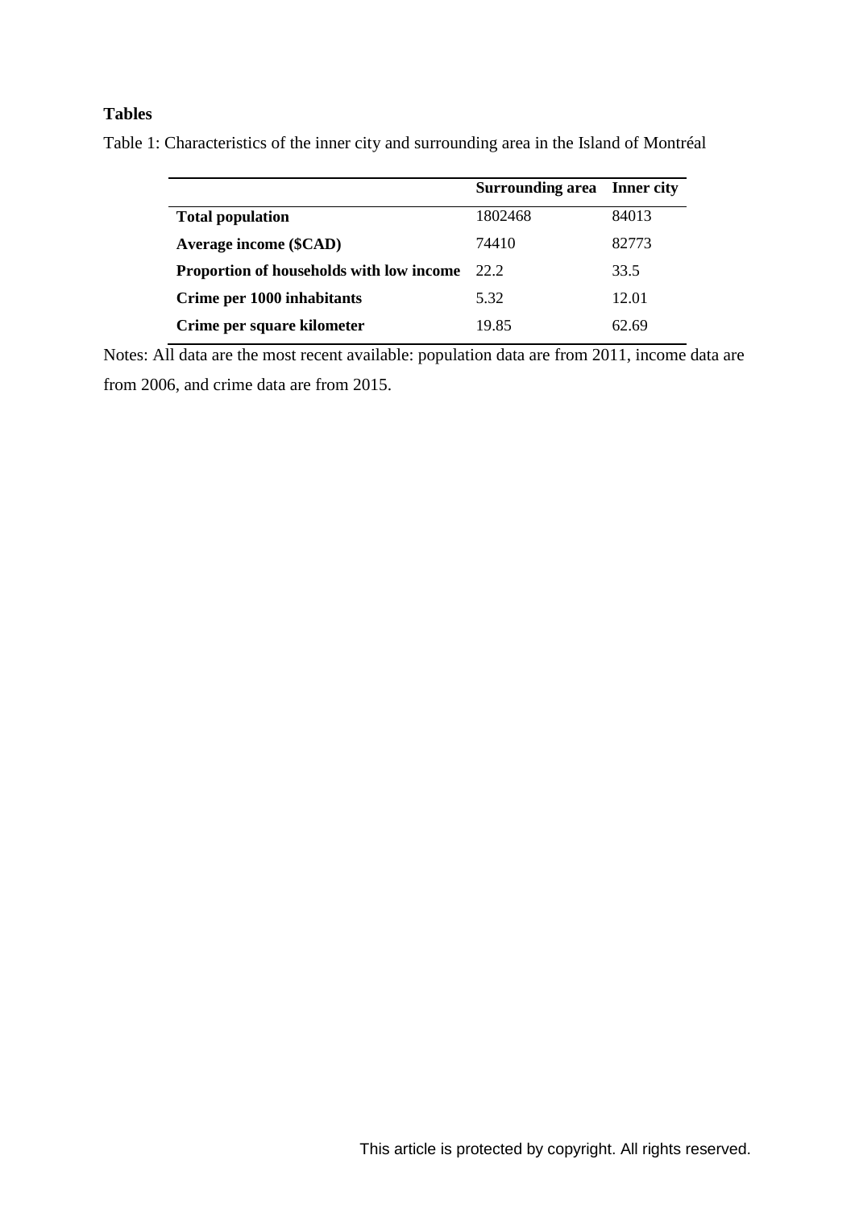## Tables

Table 1: Characteristics of the inner city and surrounding area in the Island of Montréal

| | **Surrounding area** | **Inner city** |
|---|---|---|
| **Total population** | 1802468 | 84013 |
| **Average income ($CAD)** | 74410 | 82773 |
| **Proportion of households with low income** | 22.2 | 33.5 |
| **Crime per 1000 inhabitants** | 5.32 | 12.01 |
| **Crime per square kilometer** | 19.85 | 62.69 |

Notes: All data are the most recent available: population data are from 2011, income data are from 2006, and crime data are from 2015.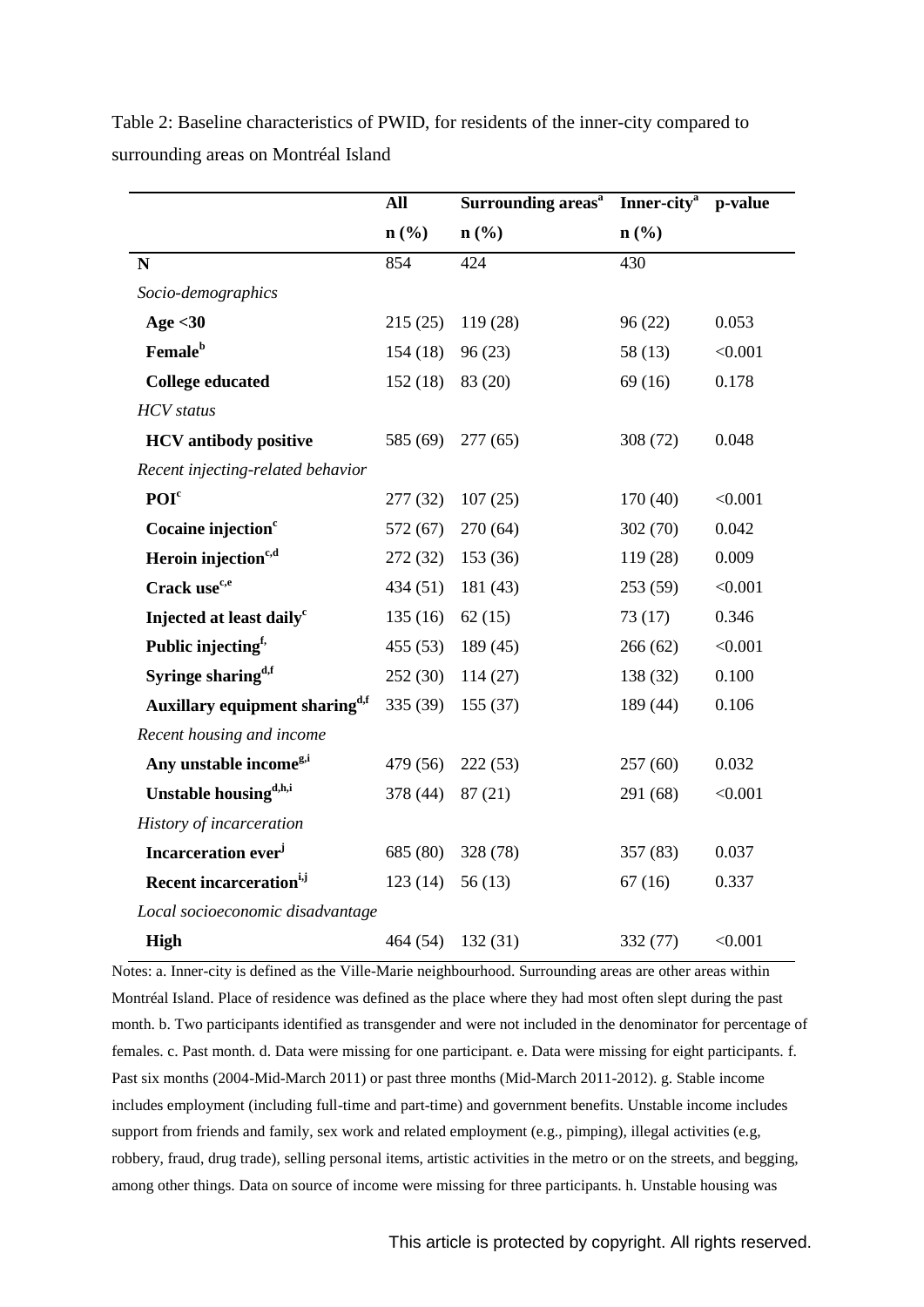Table 2: Baseline characteristics of PWID, for residents of the inner-city compared to surrounding areas on Montréal Island

| | All | Surrounding areas[a] | Inner-city[a] | p-value |
|---|---|---|---|---|
| | n (%) | n (%) | n (%) | |
| **N** | 854 | 424 | 430 | |
| *Socio-demographics* | | | | |
| **Age <30** | 215 (25) | 119 (28) | 96 (22) | 0.053 |
| **Female[b]** | 154 (18) | 96 (23) | 58 (13) | <0.001 |
| **College educated** | 152 (18) | 83 (20) | 69 (16) | 0.178 |
| *HCV status* | | | | |
| **HCV antibody positive** | 585 (69) | 277 (65) | 308 (72) | 0.048 |
| *Recent injecting-related behavior* | | | | |
| **POI[c]** | 277 (32) | 107 (25) | 170 (40) | <0.001 |
| **Cocaine injection[c]** | 572 (67) | 270 (64) | 302 (70) | 0.042 |
| **Heroin injection[c,d]** | 272 (32) | 153 (36) | 119 (28) | 0.009 |
| **Crack use[c,e]** | 434 (51) | 181 (43) | 253 (59) | <0.001 |
| **Injected at least daily[c]** | 135 (16) | 62 (15) | 73 (17) | 0.346 |
| **Public injecting[f]** | 455 (53) | 189 (45) | 266 (62) | <0.001 |
| **Syringe sharing[d,f]** | 252 (30) | 114 (27) | 138 (32) | 0.100 |
| **Auxillary equipment sharing[d,f]** | 335 (39) | 155 (37) | 189 (44) | 0.106 |
| *Recent housing and income* | | | | |
| **Any unstable income[g,i]** | 479 (56) | 222 (53) | 257 (60) | 0.032 |
| **Unstable housing[d,h,i]** | 378 (44) | 87 (21) | 291 (68) | <0.001 |
| *History of incarceration* | | | | |
| **Incarceration ever[j]** | 685 (80) | 328 (78) | 357 (83) | 0.037 |
| **Recent incarceration[i,j]** | 123 (14) | 56 (13) | 67 (16) | 0.337 |
| *Local socioeconomic disadvantage* | | | | |
| **High** | 464 (54) | 132 (31) | 332 (77) | <0.001 |

Notes: a. Inner-city is defined as the Ville-Marie neighbourhood. Surrounding areas are other areas within Montréal Island. Place of residence was defined as the place where they had most often slept during the past month. b. Two participants identified as transgender and were not included in the denominator for percentage of females. c. Past month. d. Data were missing for one participant. e. Data were missing for eight participants. f. Past six months (2004-Mid-March 2011) or past three months (Mid-March 2011-2012). g. Stable income includes employment (including full-time and part-time) and government benefits. Unstable income includes support from friends and family, sex work and related employment (e.g., pimping), illegal activities (e.g, robbery, fraud, drug trade), selling personal items, artistic activities in the metro or on the streets, and begging, among other things. Data on source of income were missing for three participants. h. Unstable housing was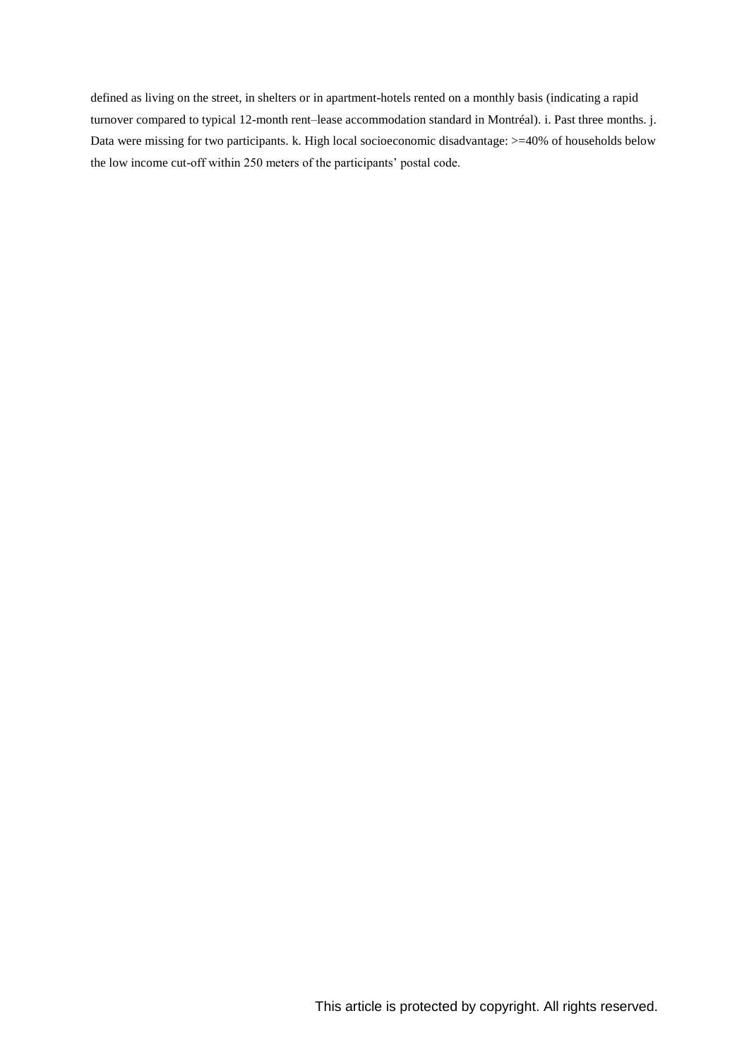defined as living on the street, in shelters or in apartment-hotels rented on a monthly basis (indicating a rapid turnover compared to typical 12-month rent–lease accommodation standard in Montréal). i. Past three months. j. Data were missing for two participants. k. High local socioeconomic disadvantage: >=40% of households below the low income cut-off within 250 meters of the participants' postal code.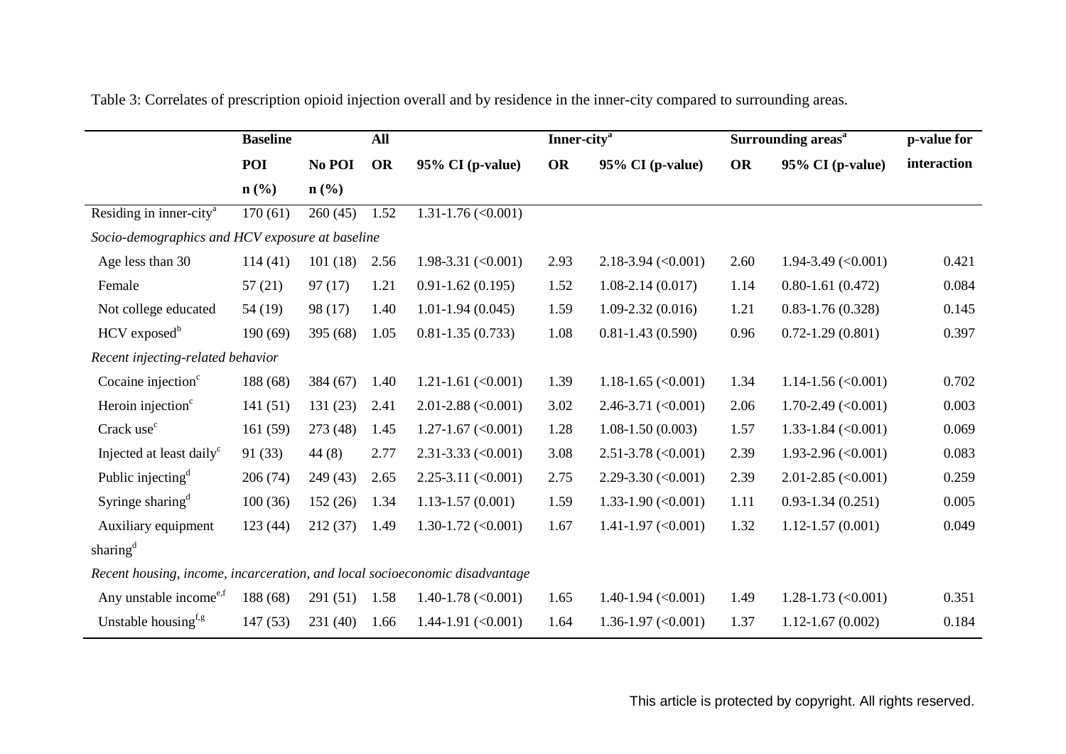Table 3: Correlates of prescription opioid injection overall and by residence in the inner-city compared to surrounding areas.

| | Baseline | | All | | Inner-city[a] | | Surrounding areas[a] | | p-value for |
|---|---|---|---|---|---|---|---|---|---|
| | POI | No POI | OR | 95% CI (p-value) | OR | 95% CI (p-value) | OR | 95% CI (p-value) | interaction |
| | n (%) | n (%) | | | | | | | |
| Residing in inner-city[a] | 170 (61) | 260 (45) | 1.52 | 1.31-1.76 (<0.001) | | | | | |
| *Socio-demographics and HCV exposure at baseline* | | | | | | | | | |
| Age less than 30 | 114 (41) | 101 (18) | 2.56 | 1.98-3.31 (<0.001) | 2.93 | 2.18-3.94 (<0.001) | 2.60 | 1.94-3.49 (<0.001) | 0.421 |
| Female | 57 (21) | 97 (17) | 1.21 | 0.91-1.62 (0.195) | 1.52 | 1.08-2.14 (0.017) | 1.14 | 0.80-1.61 (0.472) | 0.084 |
| Not college educated | 54 (19) | 98 (17) | 1.40 | 1.01-1.94 (0.045) | 1.59 | 1.09-2.32 (0.016) | 1.21 | 0.83-1.76 (0.328) | 0.145 |
| HCV exposed[b] | 190 (69) | 395 (68) | 1.05 | 0.81-1.35 (0.733) | 1.08 | 0.81-1.43 (0.590) | 0.96 | 0.72-1.29 (0.801) | 0.397 |
| *Recent injecting-related behavior* | | | | | | | | | |
| Cocaine injection[c] | 188 (68) | 384 (67) | 1.40 | 1.21-1.61 (<0.001) | 1.39 | 1.18-1.65 (<0.001) | 1.34 | 1.14-1.56 (<0.001) | 0.702 |
| Heroin injection[c] | 141 (51) | 131 (23) | 2.41 | 2.01-2.88 (<0.001) | 3.02 | 2.46-3.71 (<0.001) | 2.06 | 1.70-2.49 (<0.001) | 0.003 |
| Crack use[c] | 161 (59) | 273 (48) | 1.45 | 1.27-1.67 (<0.001) | 1.28 | 1.08-1.50 (0.003) | 1.57 | 1.33-1.84 (<0.001) | 0.069 |
| Injected at least daily[c] | 91 (33) | 44 (8) | 2.77 | 2.31-3.33 (<0.001) | 3.08 | 2.51-3.78 (<0.001) | 2.39 | 1.93-2.96 (<0.001) | 0.083 |
| Public injecting[d] | 206 (74) | 249 (43) | 2.65 | 2.25-3.11 (<0.001) | 2.75 | 2.29-3.30 (<0.001) | 2.39 | 2.01-2.85 (<0.001) | 0.259 |
| Syringe sharing[d] | 100 (36) | 152 (26) | 1.34 | 1.13-1.57 (0.001) | 1.59 | 1.33-1.90 (<0.001) | 1.11 | 0.93-1.34 (0.251) | 0.005 |
| Auxiliary equipment sharing[d] | 123 (44) | 212 (37) | 1.49 | 1.30-1.72 (<0.001) | 1.67 | 1.41-1.97 (<0.001) | 1.32 | 1.12-1.57 (0.001) | 0.049 |
| *Recent housing, income, incarceration, and local socioeconomic disadvantage* | | | | | | | | | |
| Any unstable income[e,f] | 188 (68) | 291 (51) | 1.58 | 1.40-1.78 (<0.001) | 1.65 | 1.40-1.94 (<0.001) | 1.49 | 1.28-1.73 (<0.001) | 0.351 |
| Unstable housing[f,g] | 147 (53) | 231 (40) | 1.66 | 1.44-1.91 (<0.001) | 1.64 | 1.36-1.97 (<0.001) | 1.37 | 1.12-1.67 (0.002) | 0.184 |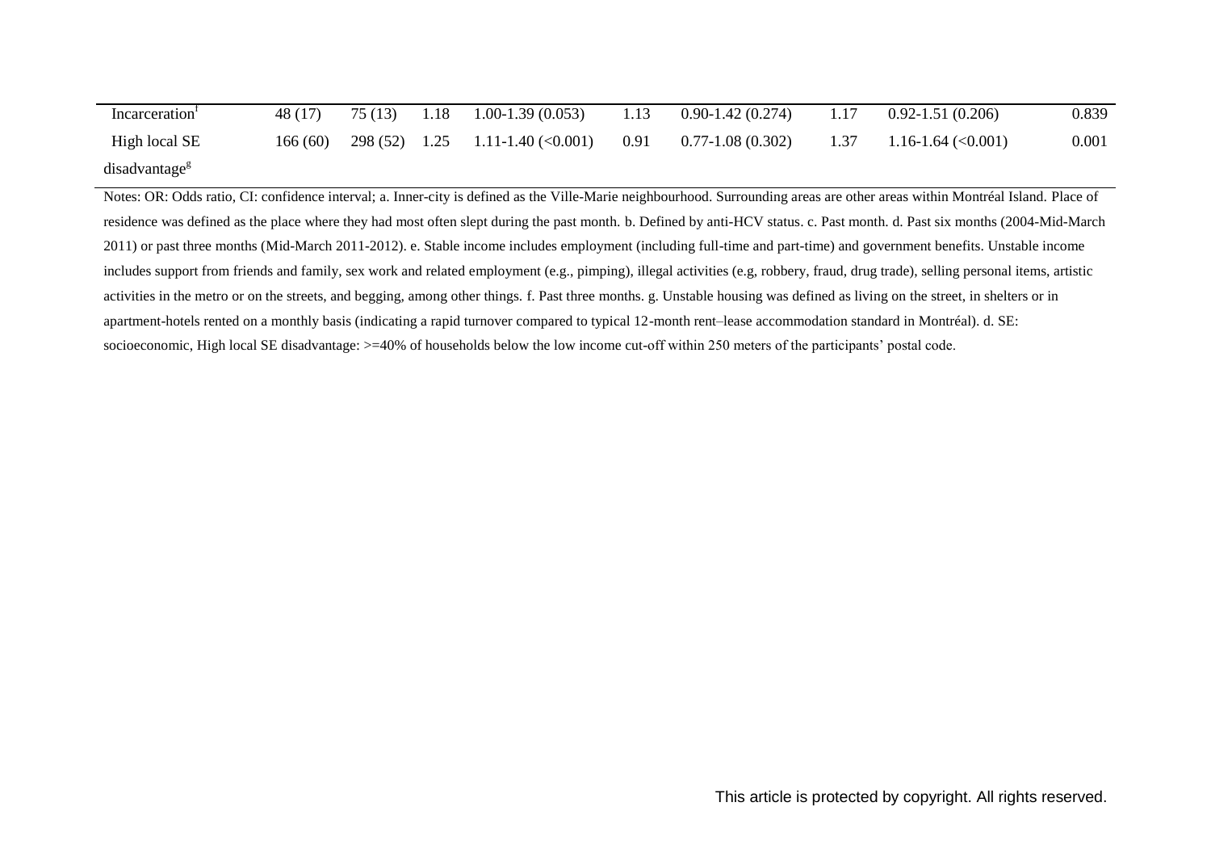| Incarceration[f] | 48 (17) | 75 (13) | 1.18 | 1.00-1.39 (0.053) | 1.13 | 0.90-1.42 (0.274) | 1.17 | 0.92-1.51 (0.206) | 0.839 |
|---|---|---|---|---|---|---|---|---|---|
| High local SE disadvantage[g] | 166 (60) | 298 (52) | 1.25 | 1.11-1.40 (<0.001) | 0.91 | 0.77-1.08 (0.302) | 1.37 | 1.16-1.64 (<0.001) | 0.001 |

Notes: OR: Odds ratio, CI: confidence interval; a. Inner-city is defined as the Ville-Marie neighbourhood. Surrounding areas are other areas within Montréal Island. Place of residence was defined as the place where they had most often slept during the past month. b. Defined by anti-HCV status. c. Past month. d. Past six months (2004-Mid-March 2011) or past three months (Mid-March 2011-2012). e. Stable income includes employment (including full-time and part-time) and government benefits. Unstable income includes support from friends and family, sex work and related employment (e.g., pimping), illegal activities (e.g, robbery, fraud, drug trade), selling personal items, artistic activities in the metro or on the streets, and begging, among other things. f. Past three months. g. Unstable housing was defined as living on the street, in shelters or in apartment-hotels rented on a monthly basis (indicating a rapid turnover compared to typical 12-month rent–lease accommodation standard in Montréal). d. SE: socioeconomic, High local SE disadvantage: >=40% of households below the low income cut-off within 250 meters of the participants' postal code.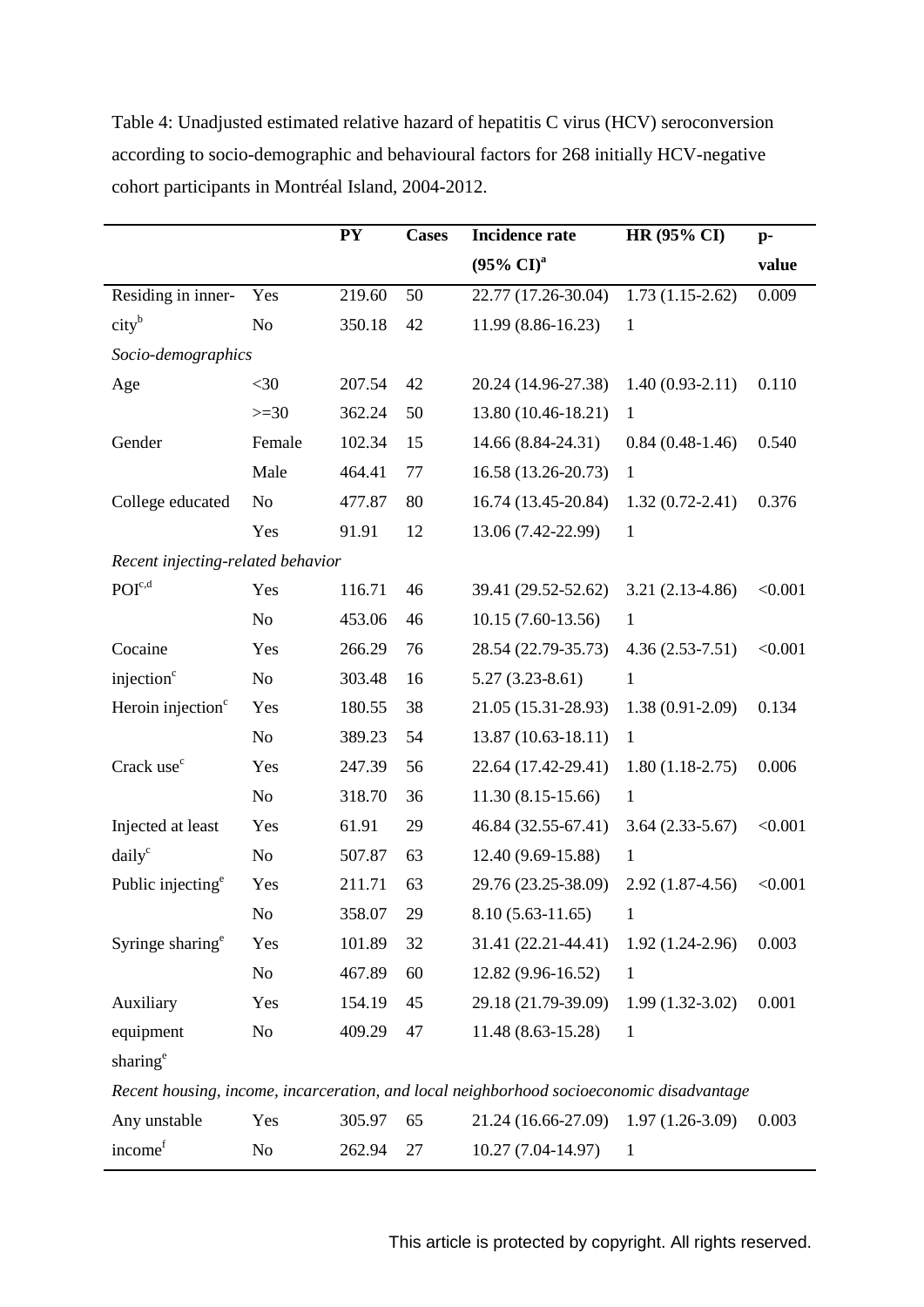Table 4: Unadjusted estimated relative hazard of hepatitis C virus (HCV) seroconversion according to socio-demographic and behavioural factors for 268 initially HCV-negative cohort participants in Montréal Island, 2004-2012.

| | | PY | Cases | Incidence rate (95% CI)[a] | HR (95% CI) | p-value |
|---|---|---|---|---|---|---|
| Residing in inner-city[b] | Yes | 219.60 | 50 | 22.77 (17.26-30.04) | 1.73 (1.15-2.62) | 0.009 |
| | No | 350.18 | 42 | 11.99 (8.86-16.23) | 1 | |
| *Socio-demographics* | | | | | | |
| Age | <30 | 207.54 | 42 | 20.24 (14.96-27.38) | 1.40 (0.93-2.11) | 0.110 |
| | >=30 | 362.24 | 50 | 13.80 (10.46-18.21) | 1 | |
| Gender | Female | 102.34 | 15 | 14.66 (8.84-24.31) | 0.84 (0.48-1.46) | 0.540 |
| | Male | 464.41 | 77 | 16.58 (13.26-20.73) | 1 | |
| College educated | No | 477.87 | 80 | 16.74 (13.45-20.84) | 1.32 (0.72-2.41) | 0.376 |
| | Yes | 91.91 | 12 | 13.06 (7.42-22.99) | 1 | |
| *Recent injecting-related behavior* | | | | | | |
| POI[c,d] | Yes | 116.71 | 46 | 39.41 (29.52-52.62) | 3.21 (2.13-4.86) | <0.001 |
| | No | 453.06 | 46 | 10.15 (7.60-13.56) | 1 | |
| Cocaine injection[c] | Yes | 266.29 | 76 | 28.54 (22.79-35.73) | 4.36 (2.53-7.51) | <0.001 |
| | No | 303.48 | 16 | 5.27 (3.23-8.61) | 1 | |
| Heroin injection[c] | Yes | 180.55 | 38 | 21.05 (15.31-28.93) | 1.38 (0.91-2.09) | 0.134 |
| | No | 389.23 | 54 | 13.87 (10.63-18.11) | 1 | |
| Crack use[c] | Yes | 247.39 | 56 | 22.64 (17.42-29.41) | 1.80 (1.18-2.75) | 0.006 |
| | No | 318.70 | 36 | 11.30 (8.15-15.66) | 1 | |
| Injected at least daily[c] | Yes | 61.91 | 29 | 46.84 (32.55-67.41) | 3.64 (2.33-5.67) | <0.001 |
| | No | 507.87 | 63 | 12.40 (9.69-15.88) | 1 | |
| Public injecting[e] | Yes | 211.71 | 63 | 29.76 (23.25-38.09) | 2.92 (1.87-4.56) | <0.001 |
| | No | 358.07 | 29 | 8.10 (5.63-11.65) | 1 | |
| Syringe sharing[e] | Yes | 101.89 | 32 | 31.41 (22.21-44.41) | 1.92 (1.24-2.96) | 0.003 |
| | No | 467.89 | 60 | 12.82 (9.96-16.52) | 1 | |
| Auxiliary equipment sharing[e] | Yes | 154.19 | 45 | 29.18 (21.79-39.09) | 1.99 (1.32-3.02) | 0.001 |
| | No | 409.29 | 47 | 11.48 (8.63-15.28) | 1 | |
| *Recent housing, income, incarceration, and local neighborhood socioeconomic disadvantage* | | | | | | |
| Any unstable income[f] | Yes | 305.97 | 65 | 21.24 (16.66-27.09) | 1.97 (1.26-3.09) | 0.003 |
| | No | 262.94 | 27 | 10.27 (7.04-14.97) | 1 | |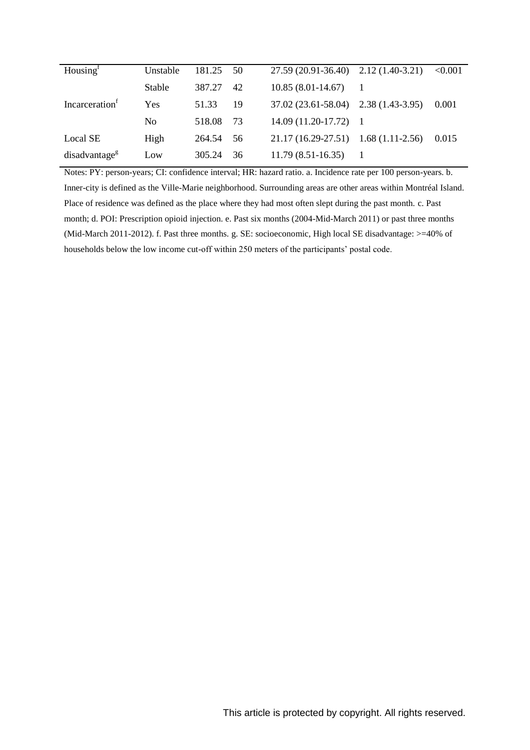| | | | | | | |
|---|---|---|---|---|---|---|
| Housing[f] | Unstable | 181.25 | 50 | 27.59 (20.91-36.40) | 2.12 (1.40-3.21) | <0.001 |
| | Stable | 387.27 | 42 | 10.85 (8.01-14.67) | 1 | |
| Incarceration[f] | Yes | 51.33 | 19 | 37.02 (23.61-58.04) | 2.38 (1.43-3.95) | 0.001 |
| | No | 518.08 | 73 | 14.09 (11.20-17.72) | 1 | |
| Local SE disadvantage[g] | High | 264.54 | 56 | 21.17 (16.29-27.51) | 1.68 (1.11-2.56) | 0.015 |
| | Low | 305.24 | 36 | 11.79 (8.51-16.35) | 1 | |

Notes: PY: person-years; CI: confidence interval; HR: hazard ratio. a. Incidence rate per 100 person-years. b. Inner-city is defined as the Ville-Marie neighborhood. Surrounding areas are other areas within Montréal Island. Place of residence was defined as the place where they had most often slept during the past month. c. Past month; d. POI: Prescription opioid injection. e. Past six months (2004-Mid-March 2011) or past three months (Mid-March 2011-2012). f. Past three months. g. SE: socioeconomic, High local SE disadvantage: >=40% of households below the low income cut-off within 250 meters of the participants' postal code.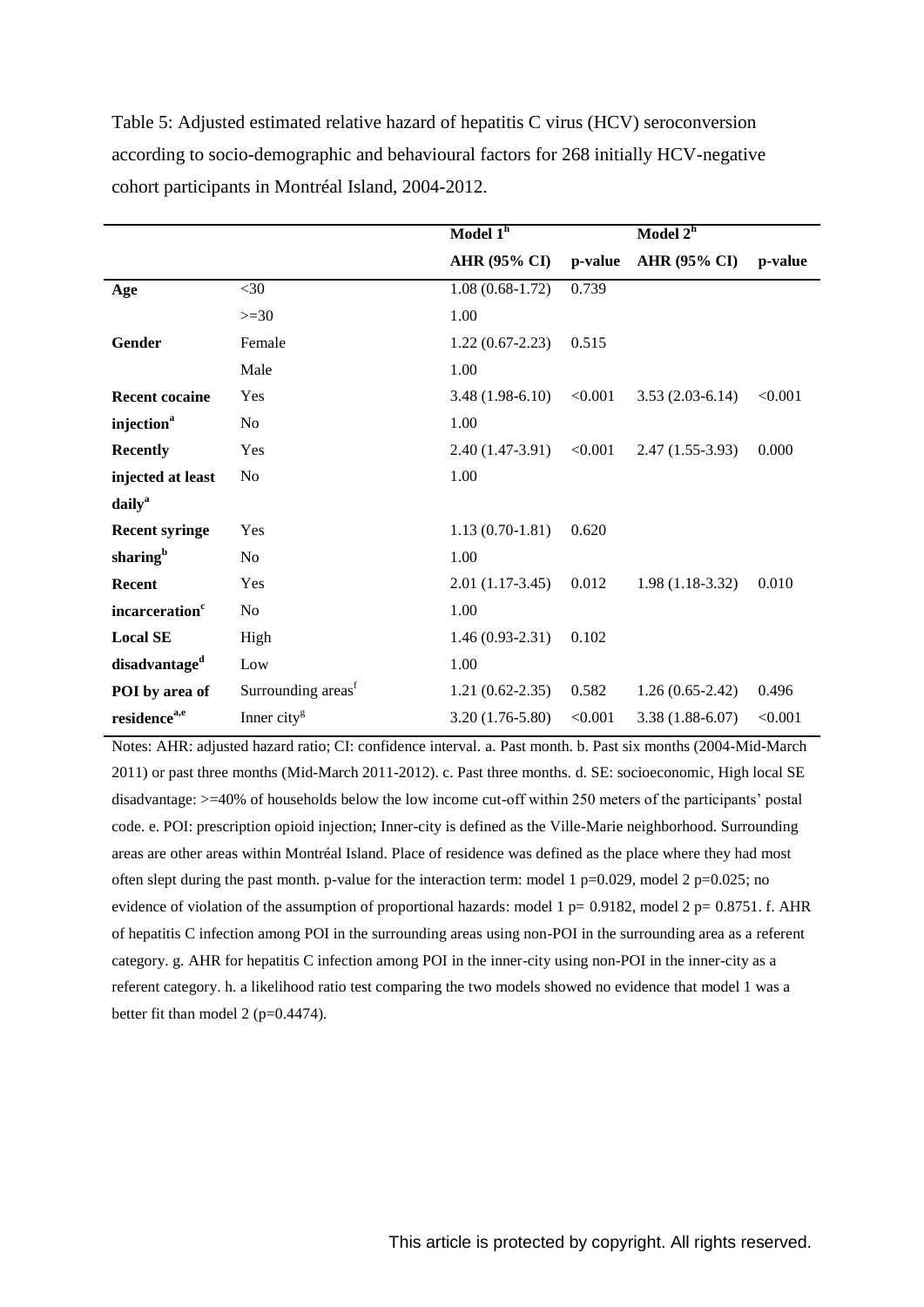Table 5: Adjusted estimated relative hazard of hepatitis C virus (HCV) seroconversion according to socio-demographic and behavioural factors for 268 initially HCV-negative cohort participants in Montréal Island, 2004-2012.

| | | Model 1[h] | | Model 2[h] | |
|---|---|---|---|---|---|
| | | **AHR (95% CI)** | **p-value** | **AHR (95% CI)** | **p-value** |
| **Age** | <30 | 1.08 (0.68-1.72) | 0.739 | | |
| | >=30 | 1.00 | | | |
| **Gender** | Female | 1.22 (0.67-2.23) | 0.515 | | |
| | Male | 1.00 | | | |
| **Recent cocaine injection[a]** | Yes | 3.48 (1.98-6.10) | <0.001 | 3.53 (2.03-6.14) | <0.001 |
| | No | 1.00 | | | |
| **Recently injected at least daily[a]** | Yes | 2.40 (1.47-3.91) | <0.001 | 2.47 (1.55-3.93) | 0.000 |
| | No | 1.00 | | | |
| **Recent syringe sharing[b]** | Yes | 1.13 (0.70-1.81) | 0.620 | | |
| | No | 1.00 | | | |
| **Recent incarceration[c]** | Yes | 2.01 (1.17-3.45) | 0.012 | 1.98 (1.18-3.32) | 0.010 |
| | No | 1.00 | | | |
| **Local SE disadvantage[d]** | High | 1.46 (0.93-2.31) | 0.102 | | |
| | Low | 1.00 | | | |
| **POI by area of residence[a,e]** | Surrounding areas[f] | 1.21 (0.62-2.35) | 0.582 | 1.26 (0.65-2.42) | 0.496 |
| | Inner city[g] | 3.20 (1.76-5.80) | <0.001 | 3.38 (1.88-6.07) | <0.001 |

Notes: AHR: adjusted hazard ratio; CI: confidence interval. a. Past month. b. Past six months (2004-Mid-March 2011) or past three months (Mid-March 2011-2012). c. Past three months. d. SE: socioeconomic, High local SE disadvantage: >=40% of households below the low income cut-off within 250 meters of the participants' postal code. e. POI: prescription opioid injection; Inner-city is defined as the Ville-Marie neighborhood. Surrounding areas are other areas within Montréal Island. Place of residence was defined as the place where they had most often slept during the past month. p-value for the interaction term: model 1 p=0.029, model 2 p=0.025; no evidence of violation of the assumption of proportional hazards: model 1 p= 0.9182, model 2 p= 0.8751. f. AHR of hepatitis C infection among POI in the surrounding areas using non-POI in the surrounding area as a referent category. g. AHR for hepatitis C infection among POI in the inner-city using non-POI in the inner-city as a referent category. h. a likelihood ratio test comparing the two models showed no evidence that model 1 was a better fit than model 2 (p=0.4474).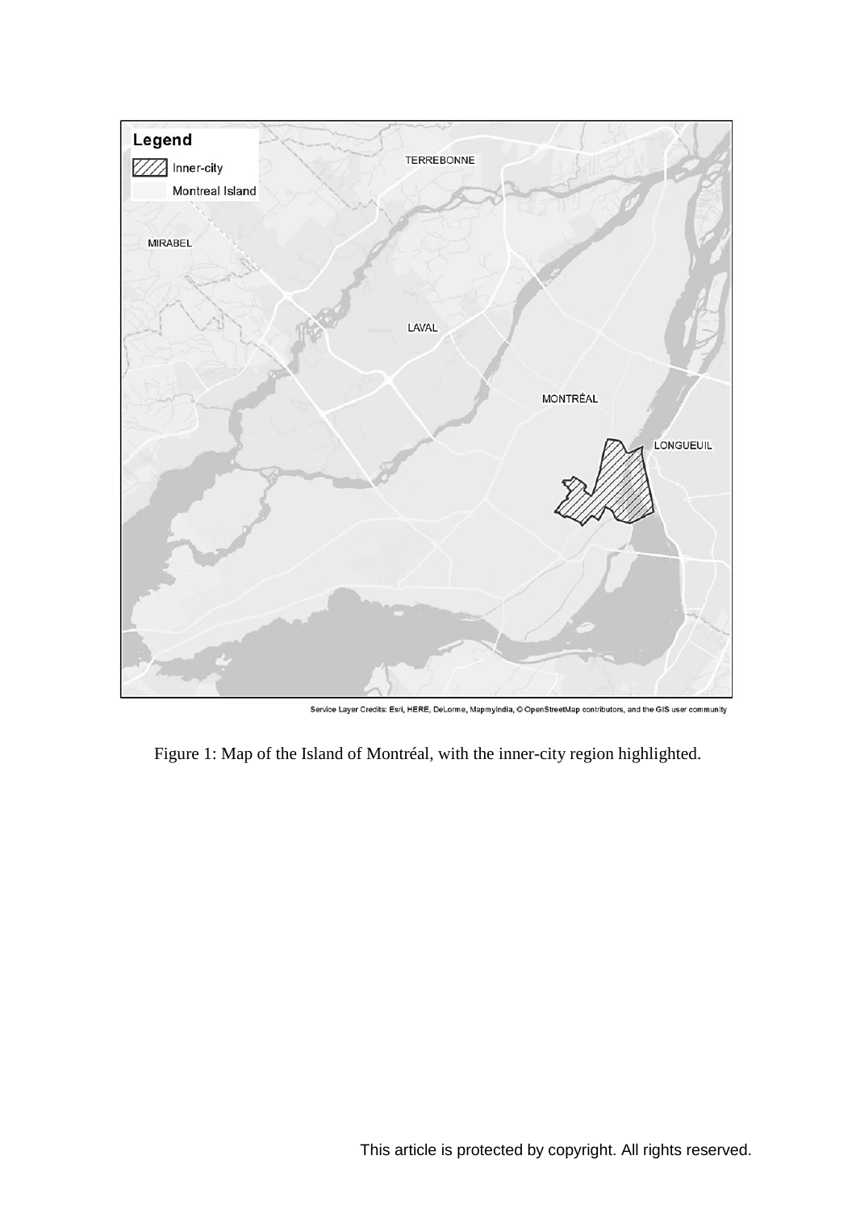Figure 1: Map of the Island of Montréal, with the inner-city region highlighted.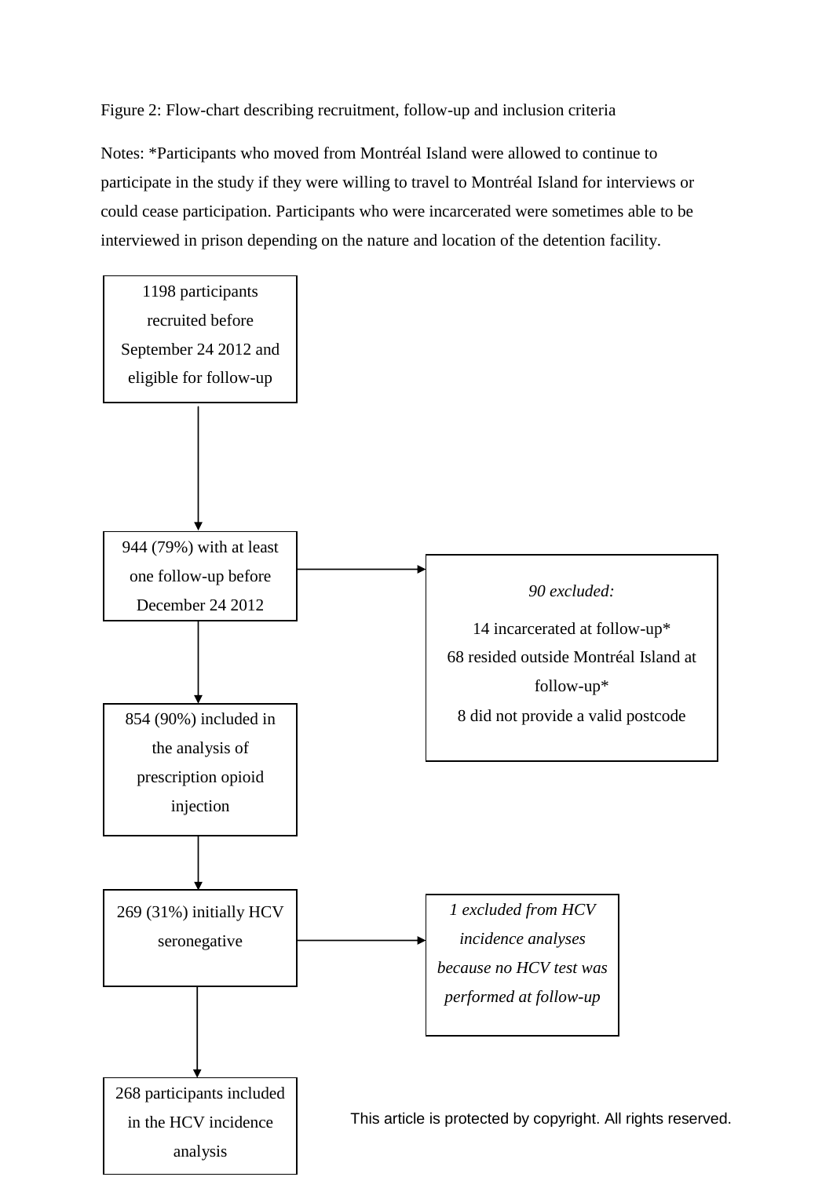Figure 2: Flow-chart describing recruitment, follow-up and inclusion criteria

Notes: *Participants who moved from Montréal Island were allowed to continue to participate in the study if they were willing to travel to Montréal Island for interviews or could cease participation. Participants who were incarcerated were sometimes able to be interviewed in prison depending on the nature and location of the detention facility.

1198 participants recruited before September 24 2012 and eligible for follow-up

↓

944 (79%) with at least one follow-up before December 24 2012

→ *90 excluded:*

14 incarcerated at follow-up*
68 resided outside Montréal Island at follow-up*
8 did not provide a valid postcode

↓

854 (90%) included in the analysis of prescription opioid injection

↓

269 (31%) initially HCV seronegative

→ *1 excluded from HCV incidence analyses because no HCV test was performed at follow-up*

↓

268 participants included in the HCV incidence analysis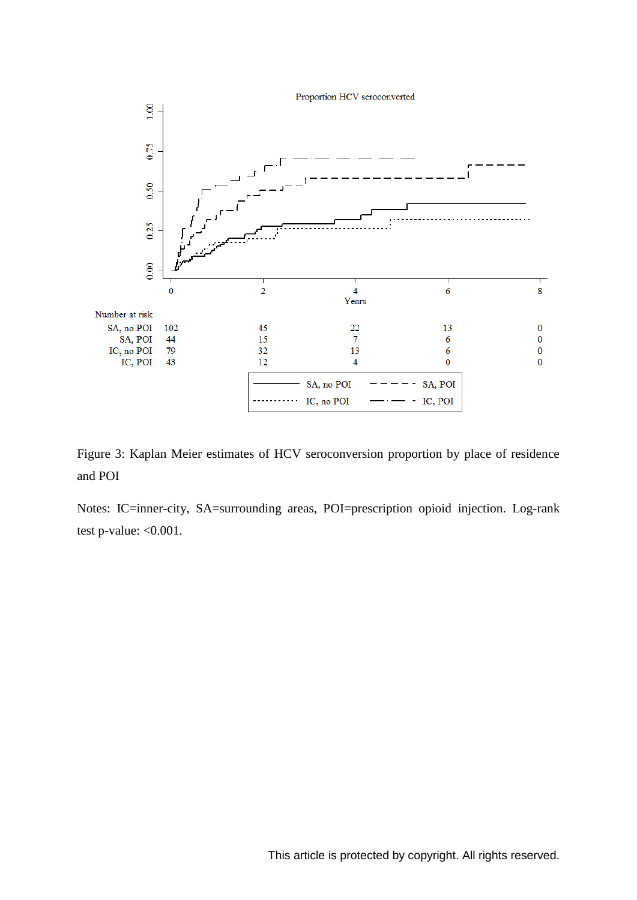Proportion HCV seroconverted

0.00 0.25 0.50 0.75 1.00

0 2 4 6 8

Years

Number at risk

SA, no POI 102 45 22 13 0

SA, POI 44 15 7 6 0

IC, no POI 79 32 13 6 0

IC, POI 43 12 4 0 0

SA, no POI — SA, POI — IC, no POI — IC, POI

Figure 3: Kaplan Meier estimates of HCV seroconversion proportion by place of residence and POI

Notes: IC=inner-city, SA=surrounding areas, POI=prescription opioid injection. Log-rank test p-value: <0.001.